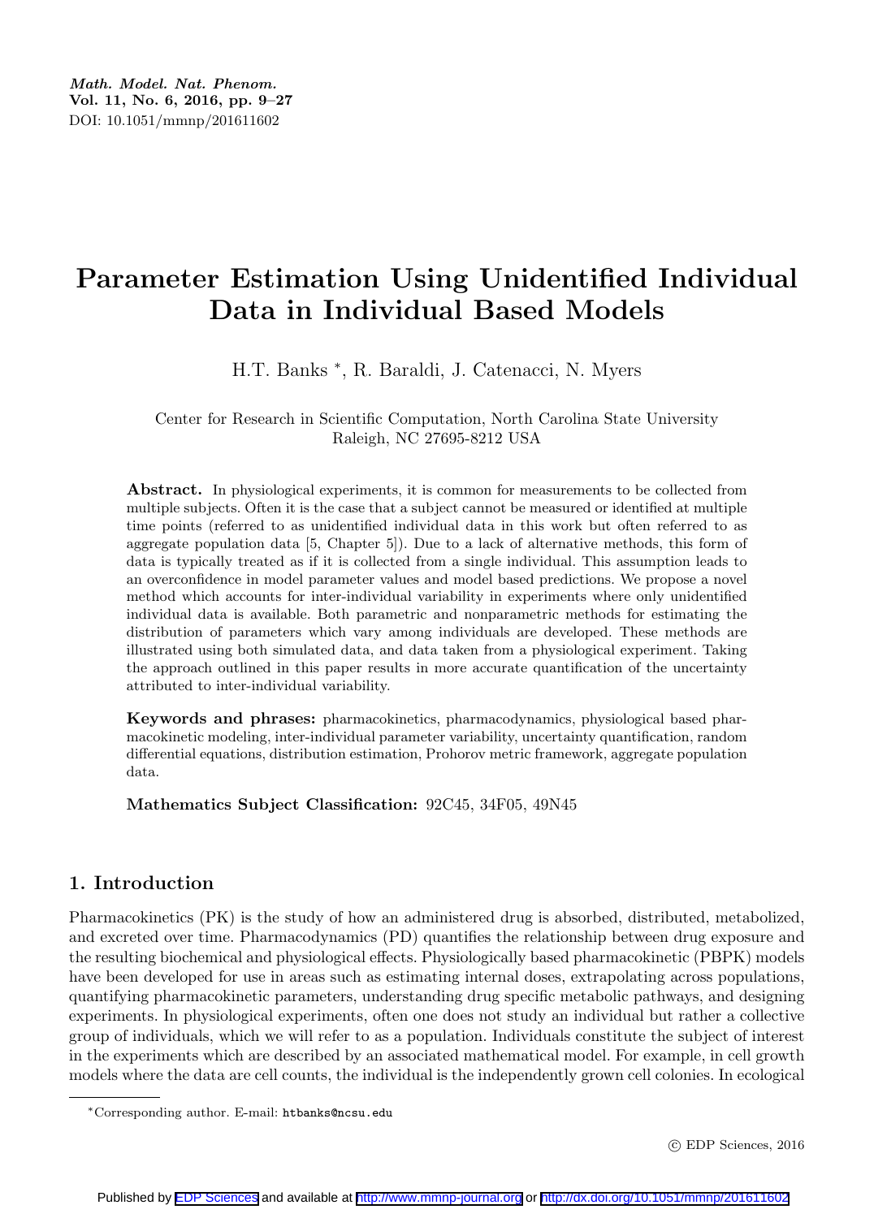# Parameter Estimation Using Unidentified Individual Data in Individual Based Models

H.T. Banks *, R. Baraldi, J. Catenacci, N. Myers

Center for Research in Scientific Computation, North Carolina State University
Raleigh, NC 27695-8212 USA

**Abstract.** In physiological experiments, it is common for measurements to be collected from multiple subjects. Often it is the case that a subject cannot be measured or identified at multiple time points (referred to as unidentified individual data in this work but often referred to as aggregate population data [5, Chapter 5]). Due to a lack of alternative methods, this form of data is typically treated as if it is collected from a single individual. This assumption leads to an overconfidence in model parameter values and model based predictions. We propose a novel method which accounts for inter-individual variability in experiments where only unidentified individual data is available. Both parametric and nonparametric methods for estimating the distribution of parameters which vary among individuals are developed. These methods are illustrated using both simulated data, and data taken from a physiological experiment. Taking the approach outlined in this paper results in more accurate quantification of the uncertainty attributed to inter-individual variability.

**Keywords and phrases:** pharmacokinetics, pharmacodynamics, physiological based pharmacokinetic modeling, inter-individual parameter variability, uncertainty quantification, random differential equations, distribution estimation, Prohorov metric framework, aggregate population data.

**Mathematics Subject Classification:** 92C45, 34F05, 49N45

## 1. Introduction

Pharmacokinetics (PK) is the study of how an administered drug is absorbed, distributed, metabolized, and excreted over time. Pharmacodynamics (PD) quantifies the relationship between drug exposure and the resulting biochemical and physiological effects. Physiologically based pharmacokinetic (PBPK) models have been developed for use in areas such as estimating internal doses, extrapolating across populations, quantifying pharmacokinetic parameters, understanding drug specific metabolic pathways, and designing experiments. In physiological experiments, often one does not study an individual but rather a collective group of individuals, which we will refer to as a population. Individuals constitute the subject of interest in the experiments which are described by an associated mathematical model. For example, in cell growth models where the data are cell counts, the individual is the independently grown cell colonies. In ecological

*Corresponding author. E-mail: htbanks@ncsu.edu

© EDP Sciences, 2016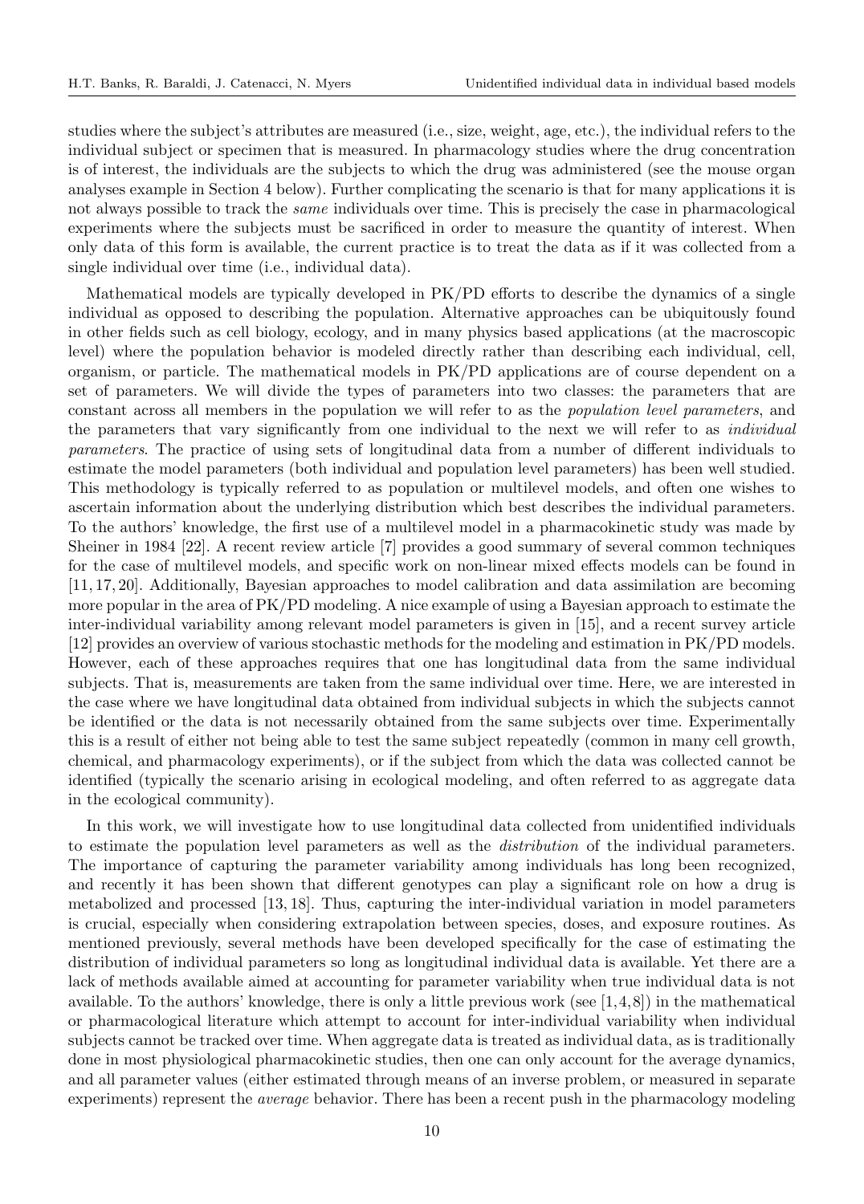studies where the subject's attributes are measured (i.e., size, weight, age, etc.), the individual refers to the individual subject or specimen that is measured. In pharmacology studies where the drug concentration is of interest, the individuals are the subjects to which the drug was administered (see the mouse organ analyses example in Section 4 below). Further complicating the scenario is that for many applications it is not always possible to track the *same* individuals over time. This is precisely the case in pharmacological experiments where the subjects must be sacrificed in order to measure the quantity of interest. When only data of this form is available, the current practice is to treat the data as if it was collected from a single individual over time (i.e., individual data).

Mathematical models are typically developed in PK/PD efforts to describe the dynamics of a single individual as opposed to describing the population. Alternative approaches can be ubiquitously found in other fields such as cell biology, ecology, and in many physics based applications (at the macroscopic level) where the population behavior is modeled directly rather than describing each individual, cell, organism, or particle. The mathematical models in PK/PD applications are of course dependent on a set of parameters. We will divide the types of parameters into two classes: the parameters that are constant across all members in the population we will refer to as the *population level parameters*, and the parameters that vary significantly from one individual to the next we will refer to as *individual parameters*. The practice of using sets of longitudinal data from a number of different individuals to estimate the model parameters (both individual and population level parameters) has been well studied. This methodology is typically referred to as population or multilevel models, and often one wishes to ascertain information about the underlying distribution which best describes the individual parameters. To the authors' knowledge, the first use of a multilevel model in a pharmacokinetic study was made by Sheiner in 1984 [22]. A recent review article [7] provides a good summary of several common techniques for the case of multilevel models, and specific work on non-linear mixed effects models can be found in [11, 17, 20]. Additionally, Bayesian approaches to model calibration and data assimilation are becoming more popular in the area of PK/PD modeling. A nice example of using a Bayesian approach to estimate the inter-individual variability among relevant model parameters is given in [15], and a recent survey article [12] provides an overview of various stochastic methods for the modeling and estimation in PK/PD models. However, each of these approaches requires that one has longitudinal data from the same individual subjects. That is, measurements are taken from the same individual over time. Here, we are interested in the case where we have longitudinal data obtained from individual subjects in which the subjects cannot be identified or the data is not necessarily obtained from the same subjects over time. Experimentally this is a result of either not being able to test the same subject repeatedly (common in many cell growth, chemical, and pharmacology experiments), or if the subject from which the data was collected cannot be identified (typically the scenario arising in ecological modeling, and often referred to as aggregate data in the ecological community).

In this work, we will investigate how to use longitudinal data collected from unidentified individuals to estimate the population level parameters as well as the *distribution* of the individual parameters. The importance of capturing the parameter variability among individuals has long been recognized, and recently it has been shown that different genotypes can play a significant role on how a drug is metabolized and processed [13, 18]. Thus, capturing the inter-individual variation in model parameters is crucial, especially when considering extrapolation between species, doses, and exposure routines. As mentioned previously, several methods have been developed specifically for the case of estimating the distribution of individual parameters so long as longitudinal individual data is available. Yet there are a lack of methods available aimed at accounting for parameter variability when true individual data is not available. To the authors' knowledge, there is only a little previous work (see [1, 4, 8]) in the mathematical or pharmacological literature which attempt to account for inter-individual variability when individual subjects cannot be tracked over time. When aggregate data is treated as individual data, as is traditionally done in most physiological pharmacokinetic studies, then one can only account for the average dynamics, and all parameter values (either estimated through means of an inverse problem, or measured in separate experiments) represent the *average* behavior. There has been a recent push in the pharmacology modeling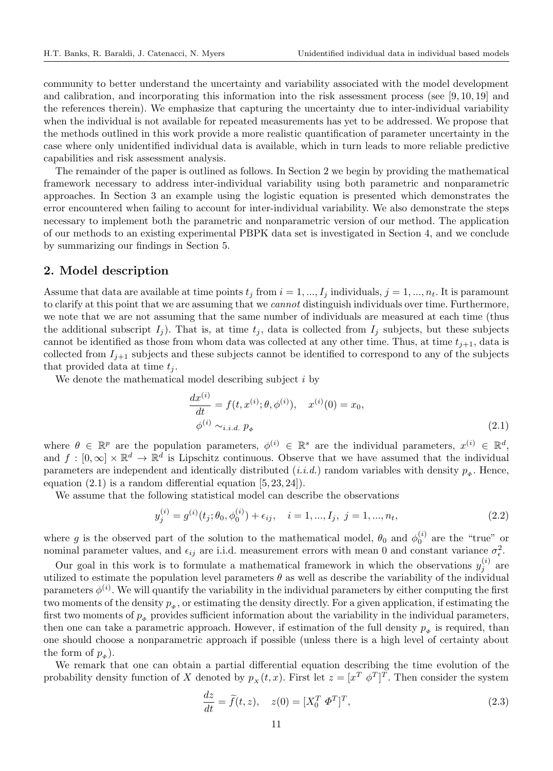community to better understand the uncertainty and variability associated with the model development and calibration, and incorporating this information into the risk assessment process (see [9, 10, 19] and the references therein). We emphasize that capturing the uncertainty due to inter-individual variability when the individual is not available for repeated measurements has yet to be addressed. We propose that the methods outlined in this work provide a more realistic quantification of parameter uncertainty in the case where only unidentified individual data is available, which in turn leads to more reliable predictive capabilities and risk assessment analysis.

The remainder of the paper is outlined as follows. In Section 2 we begin by providing the mathematical framework necessary to address inter-individual variability using both parametric and nonparametric approaches. In Section 3 an example using the logistic equation is presented which demonstrates the error encountered when failing to account for inter-individual variability. We also demonstrate the steps necessary to implement both the parametric and nonparametric version of our method. The application of our methods to an existing experimental PBPK data set is investigated in Section 4, and we conclude by summarizing our findings in Section 5.

## 2. Model description

Assume that data are available at time points $t_j$ from $i = 1, ..., I_j$ individuals, $j = 1, ..., n_t$. It is paramount to clarify at this point that we are assuming that we *cannot* distinguish individuals over time. Furthermore, we note that we are not assuming that the same number of individuals are measured at each time (thus the additional subscript $I_j$). That is, at time $t_j$, data is collected from $I_j$ subjects, but these subjects cannot be identified as those from whom data was collected at any other time. Thus, at time $t_{j+1}$, data is collected from $I_{j+1}$ subjects and these subjects cannot be identified to correspond to any of the subjects that provided data at time $t_j$.

We denote the mathematical model describing subject $i$ by

$$
\begin{aligned}
&\frac{dx^{(i)}}{dt} = f(t, x^{(i)}; \theta, \phi^{(i)}), \quad x^{(i)}(0) = x_0, \\
&\phi^{(i)} \sim_{i.i.d.} p_{\Phi}
\end{aligned} \tag{2.1}
$$

where $\theta \in \mathbb{R}^p$ are the population parameters, $\phi^{(i)} \in \mathbb{R}^s$ are the individual parameters, $x^{(i)} \in \mathbb{R}^d$, and $f : [0, \infty] \times \mathbb{R}^d \to \mathbb{R}^d$ is Lipschitz continuous. Observe that we have assumed that the individual parameters are independent and identically distributed (*i.i.d.*) random variables with density $p_{\Phi}$. Hence, equation (2.1) is a random differential equation [5, 23, 24]).

We assume that the following statistical model can describe the observations

$$
y_j^{(i)} = g^{(i)}(t_j; \theta_0, \phi_0^{(i)}) + \epsilon_{ij}, \quad i = 1, ..., I_j, \ j = 1, ..., n_t, \tag{2.2}
$$

where $g$ is the observed part of the solution to the mathematical model, $\theta_0$ and $\phi_0^{(i)}$ are the "true" or nominal parameter values, and $\epsilon_{ij}$ are i.i.d. measurement errors with mean 0 and constant variance $\sigma_\epsilon^2$.

Our goal in this work is to formulate a mathematical framework in which the observations $y_j^{(i)}$ are utilized to estimate the population level parameters $\theta$ as well as describe the variability of the individual parameters $\phi^{(i)}$. We will quantify the variability in the individual parameters by either computing the first two moments of the density $p_{\Phi}$, or estimating the density directly. For a given application, if estimating the first two moments of $p_{\Phi}$ provides sufficient information about the variability in the individual parameters, then one can take a parametric approach. However, if estimation of the full density $p_{\Phi}$ is required, than one should choose a nonparametric approach if possible (unless there is a high level of certainty about the form of $p_{\Phi}$).

We remark that one can obtain a partial differential equation describing the time evolution of the probability density function of $X$ denoted by $p_X(t, x)$. First let $z = [x^T \ \phi^T]^T$. Then consider the system

$$
\frac{dz}{dt} = \widetilde{f}(t, z), \quad z(0) = [X_0^T \ \Phi^T]^T, \tag{2.3}
$$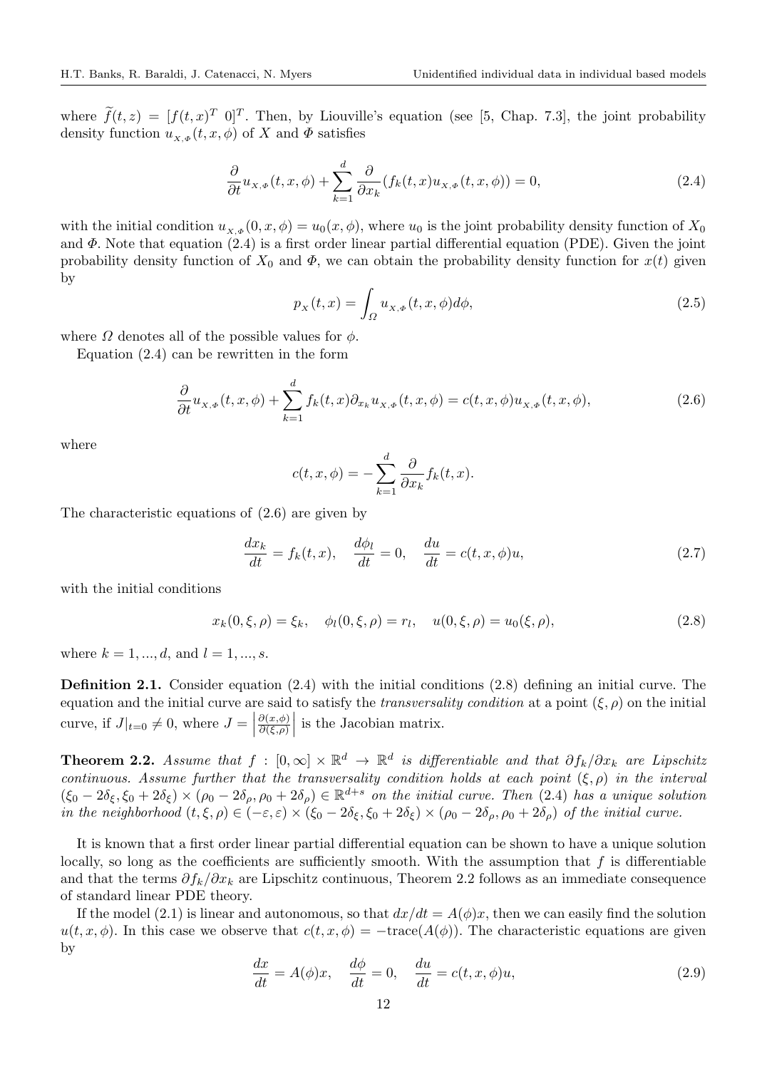where $\widetilde{f}(t,z) = [f(t,x)^T \ 0]^T$. Then, by Liouville's equation (see [5, Chap. 7.3], the joint probability density function $u_{X,\Phi}(t,x,\phi)$ of $X$ and $\Phi$ satisfies

$$\frac{\partial}{\partial t}u_{X,\Phi}(t,x,\phi) + \sum_{k=1}^{d}\frac{\partial}{\partial x_k}(f_k(t,x)u_{X,\Phi}(t,x,\phi)) = 0, \tag{2.4}$$

with the initial condition $u_{X,\Phi}(0,x,\phi) = u_0(x,\phi)$, where $u_0$ is the joint probability density function of $X_0$ and $\Phi$. Note that equation (2.4) is a first order linear partial differential equation (PDE). Given the joint probability density function of $X_0$ and $\Phi$, we can obtain the probability density function for $x(t)$ given by

$$p_X(t,x) = \int_{\Omega} u_{X,\Phi}(t,x,\phi)d\phi, \tag{2.5}$$

where $\Omega$ denotes all of the possible values for $\phi$.

Equation (2.4) can be rewritten in the form

$$\frac{\partial}{\partial t}u_{X,\Phi}(t,x,\phi) + \sum_{k=1}^{d} f_k(t,x)\partial_{x_k}u_{X,\Phi}(t,x,\phi) = c(t,x,\phi)u_{X,\Phi}(t,x,\phi), \tag{2.6}$$

where

$$c(t,x,\phi) = -\sum_{k=1}^{d}\frac{\partial}{\partial x_k}f_k(t,x).$$

The characteristic equations of (2.6) are given by

$$\frac{dx_k}{dt} = f_k(t,x), \quad \frac{d\phi_l}{dt} = 0, \quad \frac{du}{dt} = c(t,x,\phi)u, \tag{2.7}$$

with the initial conditions

$$x_k(0,\xi,\rho) = \xi_k, \quad \phi_l(0,\xi,\rho) = r_l, \quad u(0,\xi,\rho) = u_0(\xi,\rho), \tag{2.8}$$

where $k = 1,...,d$, and $l = 1,...,s$.

**Definition 2.1.** Consider equation (2.4) with the initial conditions (2.8) defining an initial curve. The equation and the initial curve are said to satisfy the *transversality condition* at a point $(\xi,\rho)$ on the initial curve, if $J|_{t=0} \neq 0$, where $J = \left|\frac{\partial(x,\phi)}{\partial(\xi,\rho)}\right|$ is the Jacobian matrix.

**Theorem 2.2.** *Assume that $f : [0,\infty] \times \mathbb{R}^d \to \mathbb{R}^d$ is differentiable and that $\partial f_k/\partial x_k$ are Lipschitz continuous. Assume further that the transversality condition holds at each point $(\xi,\rho)$ in the interval $(\xi_0 - 2\delta_\xi, \xi_0 + 2\delta_\xi) \times (\rho_0 - 2\delta_\rho, \rho_0 + 2\delta_\rho) \in \mathbb{R}^{d+s}$ on the initial curve. Then (2.4) has a unique solution in the neighborhood $(t,\xi,\rho) \in (-\varepsilon,\varepsilon) \times (\xi_0 - 2\delta_\xi, \xi_0 + 2\delta_\xi) \times (\rho_0 - 2\delta_\rho, \rho_0 + 2\delta_\rho)$ of the initial curve.*

It is known that a first order linear partial differential equation can be shown to have a unique solution locally, so long as the coefficients are sufficiently smooth. With the assumption that $f$ is differentiable and that the terms $\partial f_k/\partial x_k$ are Lipschitz continuous, Theorem 2.2 follows as an immediate consequence of standard linear PDE theory.

If the model (2.1) is linear and autonomous, so that $dx/dt = A(\phi)x$, then we can easily find the solution $u(t,x,\phi)$. In this case we observe that $c(t,x,\phi) = -\text{trace}(A(\phi))$. The characteristic equations are given by

$$\frac{dx}{dt} = A(\phi)x, \quad \frac{d\phi}{dt} = 0, \quad \frac{du}{dt} = c(t,x,\phi)u, \tag{2.9}$$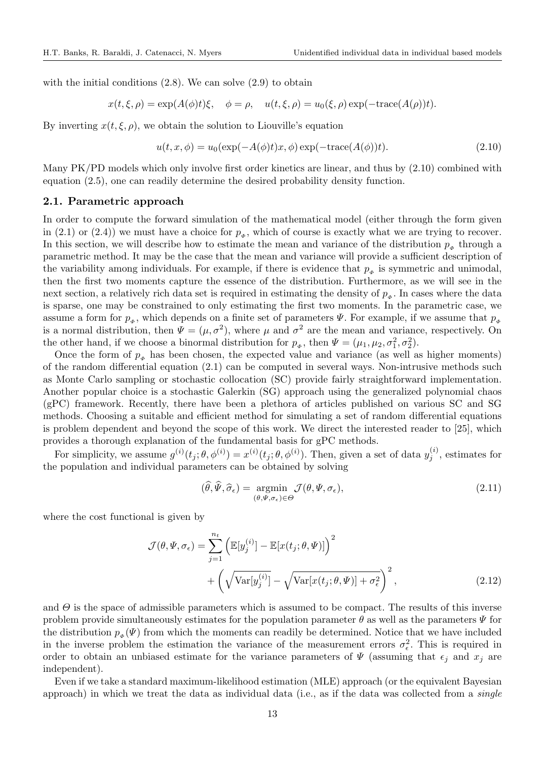with the initial conditions (2.8). We can solve (2.9) to obtain

$$x(t,\xi,\rho) = \exp(A(\phi)t)\xi, \quad \phi = \rho, \quad u(t,\xi,\rho) = u_0(\xi,\rho)\exp(-\text{trace}(A(\rho))t).$$

By inverting $x(t,\xi,\rho)$, we obtain the solution to Liouville's equation

$$u(t,x,\phi) = u_0(\exp(-A(\phi)t)x,\phi)\exp(-\text{trace}(A(\phi))t). \tag{2.10}$$

Many PK/PD models which only involve first order kinetics are linear, and thus by (2.10) combined with equation (2.5), one can readily determine the desired probability density function.

## 2.1. Parametric approach

In order to compute the forward simulation of the mathematical model (either through the form given in (2.1) or (2.4)) we must have a choice for $p_{\Phi}$, which of course is exactly what we are trying to recover. In this section, we will describe how to estimate the mean and variance of the distribution $p_{\Phi}$ through a parametric method. It may be the case that the mean and variance will provide a sufficient description of the variability among individuals. For example, if there is evidence that $p_{\Phi}$ is symmetric and unimodal, then the first two moments capture the essence of the distribution. Furthermore, as we will see in the next section, a relatively rich data set is required in estimating the density of $p_{\Phi}$. In cases where the data is sparse, one may be constrained to only estimating the first two moments. In the parametric case, we assume a form for $p_{\Phi}$, which depends on a finite set of parameters $\Psi$. For example, if we assume that $p_{\Phi}$ is a normal distribution, then $\Psi = (\mu, \sigma^2)$, where $\mu$ and $\sigma^2$ are the mean and variance, respectively. On the other hand, if we choose a binormal distribution for $p_{\Phi}$, then $\Psi = (\mu_1, \mu_2, \sigma_1^2, \sigma_2^2)$.

Once the form of $p_{\Phi}$ has been chosen, the expected value and variance (as well as higher moments) of the random differential equation (2.1) can be computed in several ways. Non-intrusive methods such as Monte Carlo sampling or stochastic collocation (SC) provide fairly straightforward implementation. Another popular choice is a stochastic Galerkin (SG) approach using the generalized polynomial chaos (gPC) framework. Recently, there have been a plethora of articles published on various SC and SG methods. Choosing a suitable and efficient method for simulating a set of random differential equations is problem dependent and beyond the scope of this work. We direct the interested reader to [25], which provides a thorough explanation of the fundamental basis for gPC methods.

For simplicity, we assume $g^{(i)}(t_j;\theta,\phi^{(i)}) = x^{(i)}(t_j;\theta,\phi^{(i)})$. Then, given a set of data $y_j^{(i)}$, estimates for the population and individual parameters can be obtained by solving

$$(\widehat{\theta},\widehat{\Psi},\widehat{\sigma}_\epsilon) = \underset{(\theta,\Psi,\sigma_\epsilon)\in\Theta}{\text{argmin}} \ \mathcal{J}(\theta,\Psi,\sigma_\epsilon), \tag{2.11}$$

where the cost functional is given by

$$\begin{aligned}\mathcal{J}(\theta,\Psi,\sigma_\epsilon) = \sum_{j=1}^{n_t} &\left(\mathbb{E}[y_j^{(i)}] - \mathbb{E}[x(t_j;\theta,\Psi)]\right)^2 \\ &+ \left(\sqrt{\text{Var}[y_j^{(i)}]} - \sqrt{\text{Var}[x(t_j;\theta,\Psi)] + \sigma_\epsilon^2}\right)^2,\end{aligned} \tag{2.12}$$

and $\Theta$ is the space of admissible parameters which is assumed to be compact. The results of this inverse problem provide simultaneously estimates for the population parameter $\theta$ as well as the parameters $\Psi$ for the distribution $p_{\Phi}(\Psi)$ from which the moments can readily be determined. Notice that we have included in the inverse problem the estimation the variance of the measurement errors $\sigma_\epsilon^2$. This is required in order to obtain an unbiased estimate for the variance parameters of $\Psi$ (assuming that $\epsilon_j$ and $x_j$ are independent).

Even if we take a standard maximum-likelihood estimation (MLE) approach (or the equivalent Bayesian approach) in which we treat the data as individual data (i.e., as if the data was collected from a *single*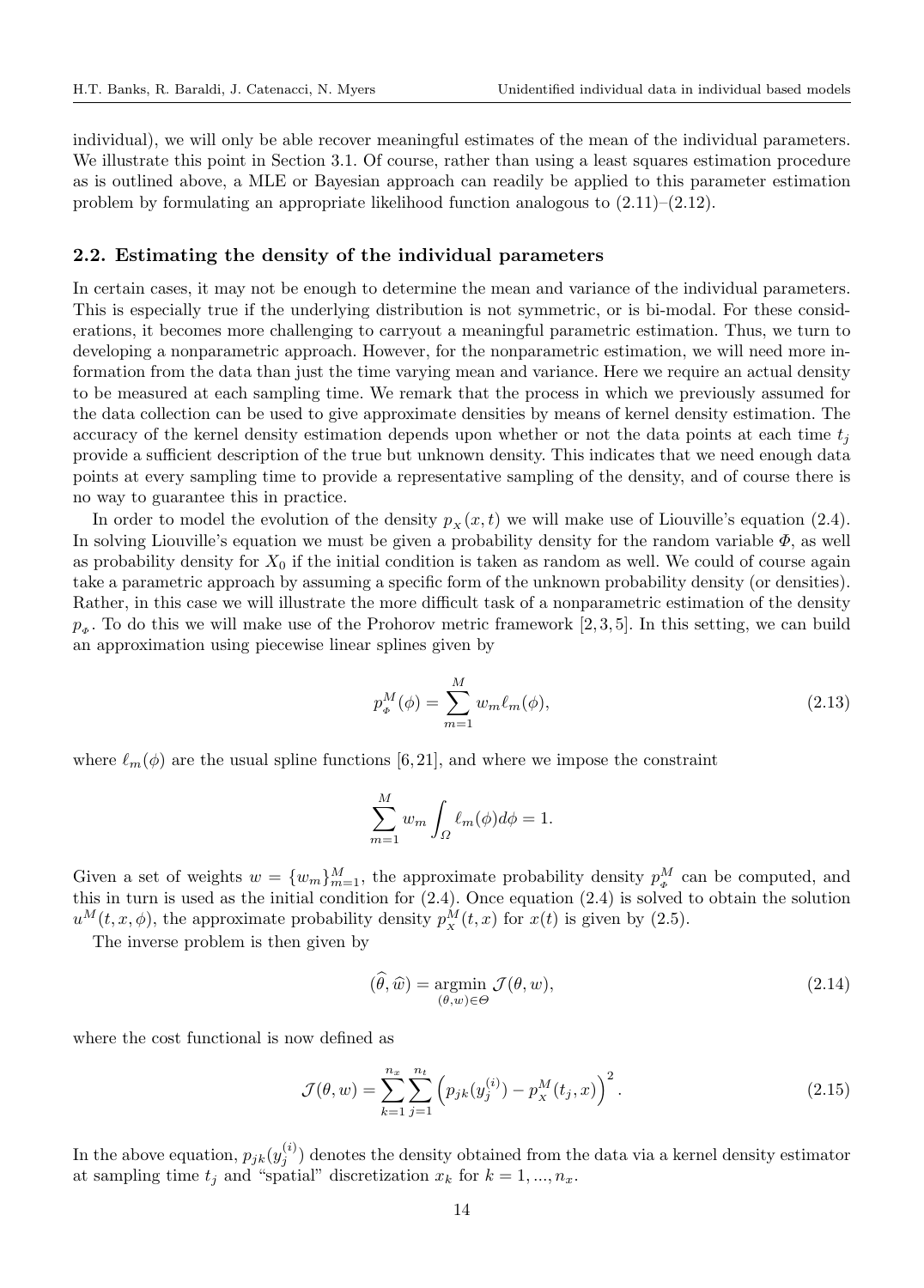individual), we will only be able recover meaningful estimates of the mean of the individual parameters. We illustrate this point in Section 3.1. Of course, rather than using a least squares estimation procedure as is outlined above, a MLE or Bayesian approach can readily be applied to this parameter estimation problem by formulating an appropriate likelihood function analogous to (2.11)–(2.12).

### 2.2. Estimating the density of the individual parameters

In certain cases, it may not be enough to determine the mean and variance of the individual parameters. This is especially true if the underlying distribution is not symmetric, or is bi-modal. For these considerations, it becomes more challenging to carryout a meaningful parametric estimation. Thus, we turn to developing a nonparametric approach. However, for the nonparametric estimation, we will need more information from the data than just the time varying mean and variance. Here we require an actual density to be measured at each sampling time. We remark that the process in which we previously assumed for the data collection can be used to give approximate densities by means of kernel density estimation. The accuracy of the kernel density estimation depends upon whether or not the data points at each time $t_j$ provide a sufficient description of the true but unknown density. This indicates that we need enough data points at every sampling time to provide a representative sampling of the density, and of course there is no way to guarantee this in practice.

In order to model the evolution of the density $p_{_X}(x,t)$ we will make use of Liouville's equation (2.4). In solving Liouville's equation we must be given a probability density for the random variable $\Phi$, as well as probability density for $X_0$ if the initial condition is taken as random as well. We could of course again take a parametric approach by assuming a specific form of the unknown probability density (or densities). Rather, in this case we will illustrate the more difficult task of a nonparametric estimation of the density $p_{_\Phi}$. To do this we will make use of the Prohorov metric framework [2, 3, 5]. In this setting, we can build an approximation using piecewise linear splines given by

$$p^M_{_\Phi}(\phi) = \sum_{m=1}^{M} w_m \ell_m(\phi), \tag{2.13}$$

where $\ell_m(\phi)$ are the usual spline functions [6, 21], and where we impose the constraint

$$\sum_{m=1}^{M} w_m \int_{\Omega} \ell_m(\phi) d\phi = 1.$$

Given a set of weights $w = \{w_m\}_{m=1}^M$, the approximate probability density $p^M_{_\Phi}$ can be computed, and this in turn is used as the initial condition for (2.4). Once equation (2.4) is solved to obtain the solution $u^M(t,x,\phi)$, the approximate probability density $p^M_{_X}(t,x)$ for $x(t)$ is given by (2.5).

The inverse problem is then given by

$$(\widehat{\theta}, \widehat{w}) = \underset{(\theta,w)\in\Theta}{\operatorname{argmin}}\ \mathcal{J}(\theta, w), \tag{2.14}$$

where the cost functional is now defined as

$$\mathcal{J}(\theta, w) = \sum_{k=1}^{n_x} \sum_{j=1}^{n_t} \left( p_{jk}(y_j^{(i)}) - p^M_{_X}(t_j, x) \right)^2. \tag{2.15}$$

In the above equation, $p_{jk}(y_j^{(i)})$ denotes the density obtained from the data via a kernel density estimator at sampling time $t_j$ and "spatial" discretization $x_k$ for $k = 1, ..., n_x$.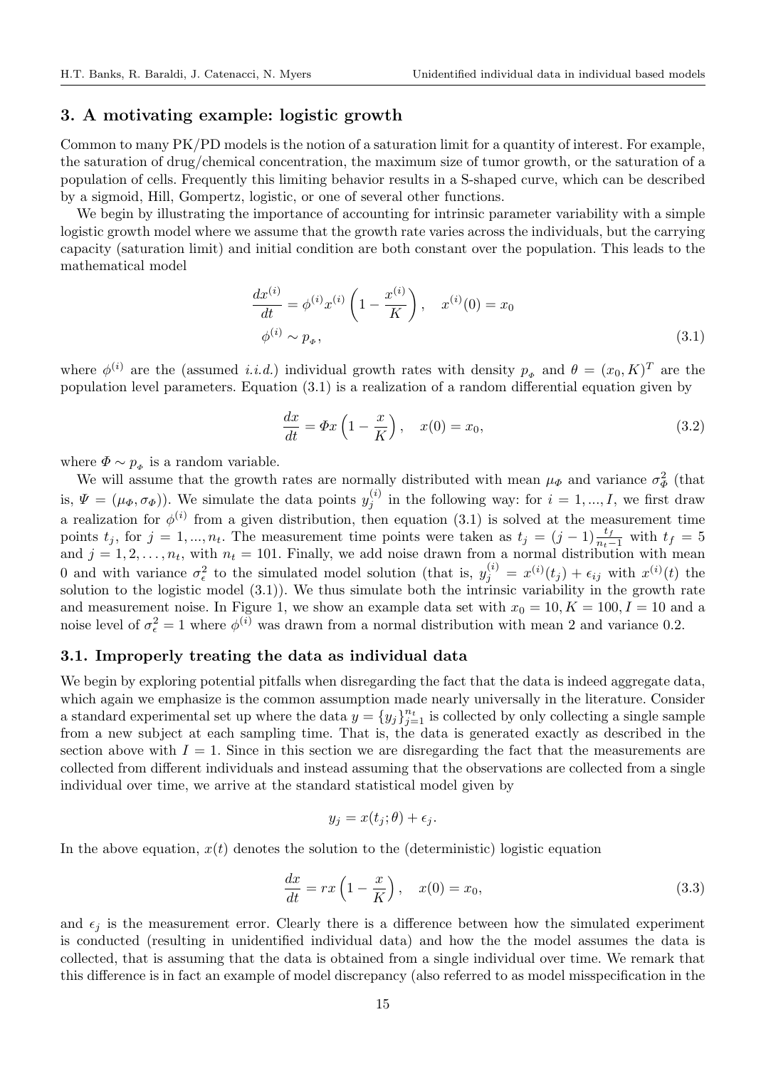## 3. A motivating example: logistic growth

Common to many PK/PD models is the notion of a saturation limit for a quantity of interest. For example, the saturation of drug/chemical concentration, the maximum size of tumor growth, or the saturation of a population of cells. Frequently this limiting behavior results in a S-shaped curve, which can be described by a sigmoid, Hill, Gompertz, logistic, or one of several other functions.

We begin by illustrating the importance of accounting for intrinsic parameter variability with a simple logistic growth model where we assume that the growth rate varies across the individuals, but the carrying capacity (saturation limit) and initial condition are both constant over the population. This leads to the mathematical model

$$
\begin{aligned}
\frac{dx^{(i)}}{dt} &= \phi^{(i)} x^{(i)} \left(1 - \frac{x^{(i)}}{K}\right), \quad x^{(i)}(0) = x_0 \\
\phi^{(i)} &\sim p_{\Phi},
\end{aligned}
\tag{3.1}
$$

where $\phi^{(i)}$ are the (assumed *i.i.d.*) individual growth rates with density $p_{\Phi}$ and $\theta = (x_0, K)^T$ are the population level parameters. Equation (3.1) is a realization of a random differential equation given by

$$
\frac{dx}{dt} = \Phi x \left(1 - \frac{x}{K}\right), \quad x(0) = x_0, \tag{3.2}
$$

where $\Phi \sim p_{\Phi}$ is a random variable.

We will assume that the growth rates are normally distributed with mean $\mu_\Phi$ and variance $\sigma_\Phi^2$ (that is, $\Psi = (\mu_\Phi, \sigma_\Phi)$). We simulate the data points $y_j^{(i)}$ in the following way: for $i = 1, ..., I$, we first draw a realization for $\phi^{(i)}$ from a given distribution, then equation (3.1) is solved at the measurement time points $t_j$, for $j = 1, ..., n_t$. The measurement time points were taken as $t_j = (j-1)\frac{t_f}{n_t - 1}$ with $t_f = 5$ and $j = 1, 2, \ldots, n_t$, with $n_t = 101$. Finally, we add noise drawn from a normal distribution with mean 0 and with variance $\sigma_\epsilon^2$ to the simulated model solution (that is, $y_j^{(i)} = x^{(i)}(t_j) + \epsilon_{ij}$ with $x^{(i)}(t)$ the solution to the logistic model (3.1)). We thus simulate both the intrinsic variability in the growth rate and measurement noise. In Figure 1, we show an example data set with $x_0 = 10, K = 100, I = 10$ and a noise level of $\sigma_\epsilon^2 = 1$ where $\phi^{(i)}$ was drawn from a normal distribution with mean 2 and variance 0.2.

### 3.1. Improperly treating the data as individual data

We begin by exploring potential pitfalls when disregarding the fact that the data is indeed aggregate data, which again we emphasize is the common assumption made nearly universally in the literature. Consider a standard experimental set up where the data $y = \{y_j\}_{j=1}^{n_t}$ is collected by only collecting a single sample from a new subject at each sampling time. That is, the data is generated exactly as described in the section above with $I = 1$. Since in this section we are disregarding the fact that the measurements are collected from different individuals and instead assuming that the observations are collected from a single individual over time, we arrive at the standard statistical model given by

$$
y_j = x(t_j; \theta) + \epsilon_j.
$$

In the above equation, $x(t)$ denotes the solution to the (deterministic) logistic equation

$$
\frac{dx}{dt} = rx\left(1 - \frac{x}{K}\right), \quad x(0) = x_0, \tag{3.3}
$$

and $\epsilon_j$ is the measurement error. Clearly there is a difference between how the simulated experiment is conducted (resulting in unidentified individual data) and how the the model assumes the data is collected, that is assuming that the data is obtained from a single individual over time. We remark that this difference is in fact an example of model discrepancy (also referred to as model misspecification in the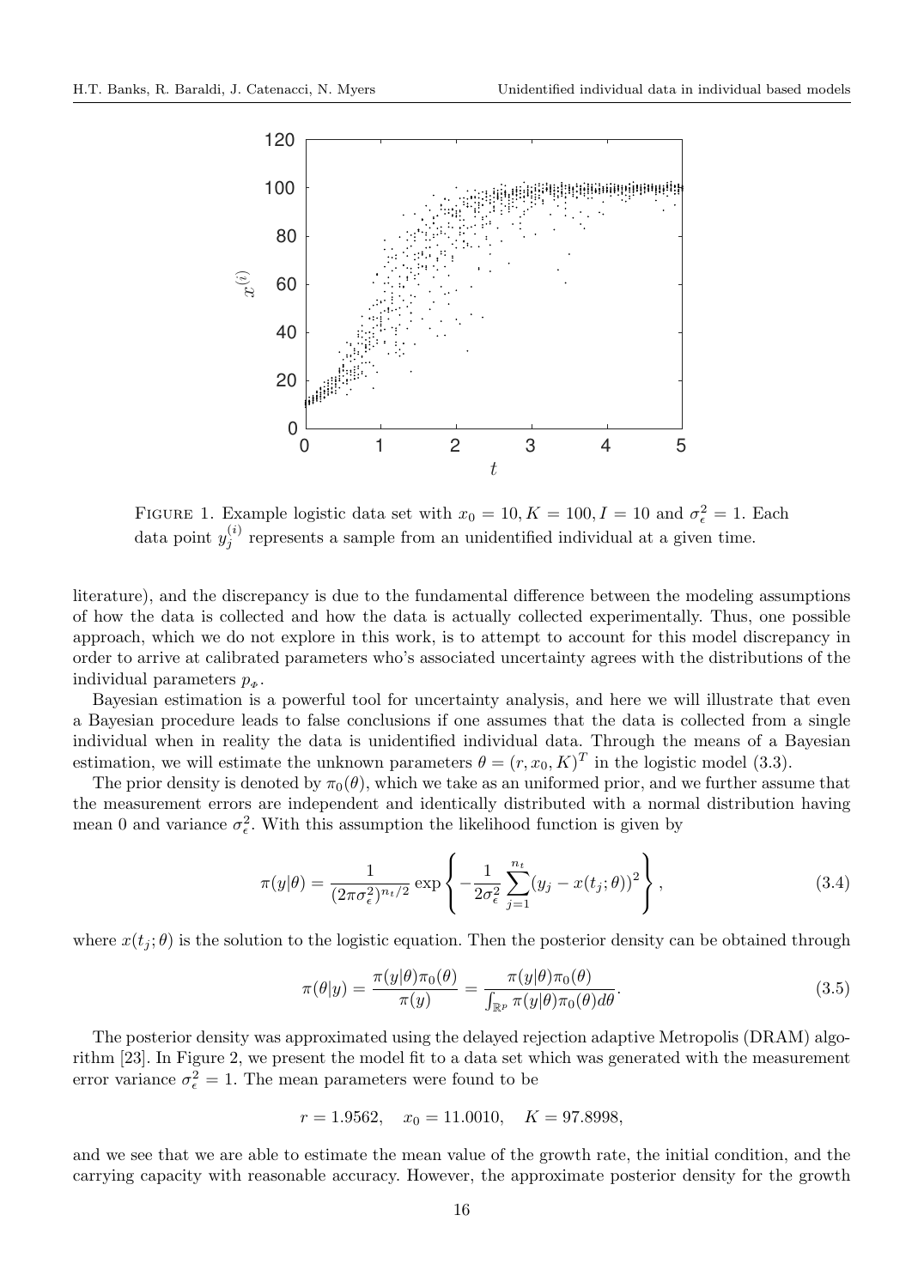FIGURE 1. Example logistic data set with $x_0 = 10, K = 100, I = 10$ and $\sigma_\epsilon^2 = 1$. Each data point $y_j^{(i)}$ represents a sample from an unidentified individual at a given time.

literature), and the discrepancy is due to the fundamental difference between the modeling assumptions of how the data is collected and how the data is actually collected experimentally. Thus, one possible approach, which we do not explore in this work, is to attempt to account for this model discrepancy in order to arrive at calibrated parameters who's associated uncertainty agrees with the distributions of the individual parameters $p_\mathscr{I}$.

Bayesian estimation is a powerful tool for uncertainty analysis, and here we will illustrate that even a Bayesian procedure leads to false conclusions if one assumes that the data is collected from a single individual when in reality the data is unidentified individual data. Through the means of a Bayesian estimation, we will estimate the unknown parameters $\theta = (r, x_0, K)^T$ in the logistic model (3.3).

The prior density is denoted by $\pi_0(\theta)$, which we take as an uniformed prior, and we further assume that the measurement errors are independent and identically distributed with a normal distribution having mean 0 and variance $\sigma_\epsilon^2$. With this assumption the likelihood function is given by

$$\pi(y|\theta) = \frac{1}{(2\pi\sigma_\epsilon^2)^{n_t/2}} \exp\left\{ -\frac{1}{2\sigma_\epsilon^2} \sum_{j=1}^{n_t} (y_j - x(t_j;\theta))^2 \right\}, \tag{3.4}$$

where $x(t_j;\theta)$ is the solution to the logistic equation. Then the posterior density can be obtained through

$$\pi(\theta|y) = \frac{\pi(y|\theta)\pi_0(\theta)}{\pi(y)} = \frac{\pi(y|\theta)\pi_0(\theta)}{\int_{\mathbb{R}^p} \pi(y|\theta)\pi_0(\theta)d\theta}. \tag{3.5}$$

The posterior density was approximated using the delayed rejection adaptive Metropolis (DRAM) algorithm [23]. In Figure 2, we present the model fit to a data set which was generated with the measurement error variance $\sigma_\epsilon^2 = 1$. The mean parameters were found to be

$$r = 1.9562, \quad x_0 = 11.0010, \quad K = 97.8998,$$

and we see that we are able to estimate the mean value of the growth rate, the initial condition, and the carrying capacity with reasonable accuracy. However, the approximate posterior density for the growth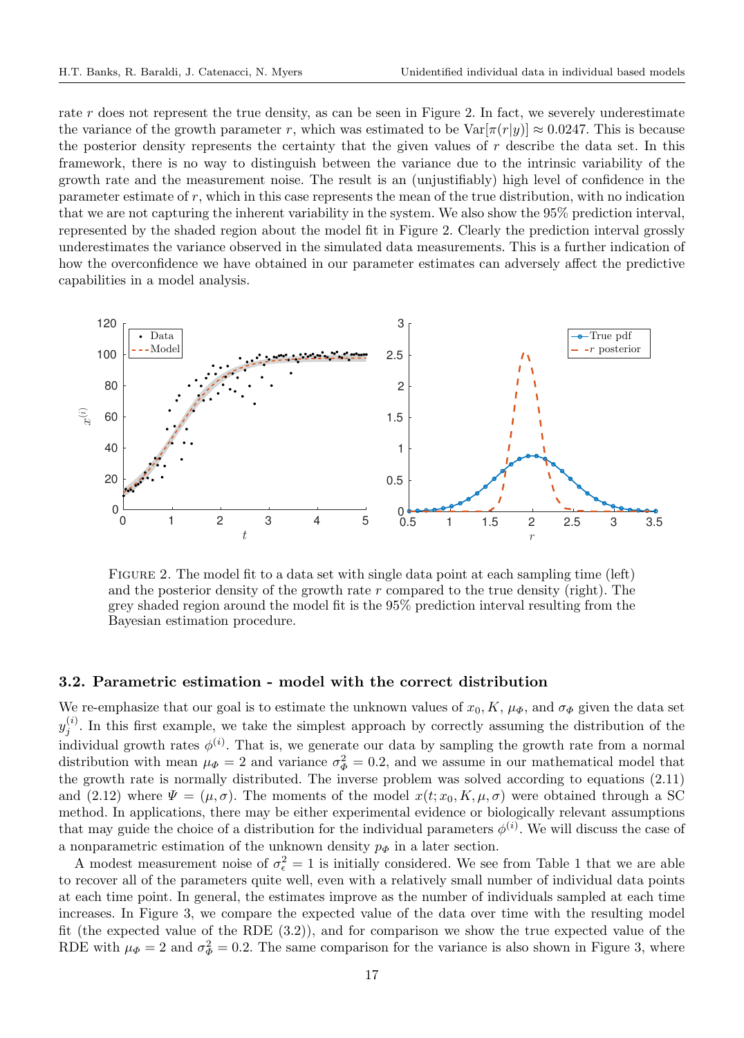rate $r$ does not represent the true density, as can be seen in Figure 2. In fact, we severely underestimate the variance of the growth parameter $r$, which was estimated to be $\text{Var}[\pi(r|y)] \approx 0.0247$. This is because the posterior density represents the certainty that the given values of $r$ describe the data set. In this framework, there is no way to distinguish between the variance due to the intrinsic variability of the growth rate and the measurement noise. The result is an (unjustifiably) high level of confidence in the parameter estimate of $r$, which in this case represents the mean of the true distribution, with no indication that we are not capturing the inherent variability in the system. We also show the 95% prediction interval, represented by the shaded region about the model fit in Figure 2. Clearly the prediction interval grossly underestimates the variance observed in the simulated data measurements. This is a further indication of how the overconfidence we have obtained in our parameter estimates can adversely affect the predictive capabilities in a model analysis.

FIGURE 2. The model fit to a data set with single data point at each sampling time (left) and the posterior density of the growth rate $r$ compared to the true density (right). The grey shaded region around the model fit is the 95% prediction interval resulting from the Bayesian estimation procedure.

### 3.2. Parametric estimation - model with the correct distribution

We re-emphasize that our goal is to estimate the unknown values of $x_0, K, \mu_\Phi$, and $\sigma_\Phi$ given the data set $y_j^{(i)}$. In this first example, we take the simplest approach by correctly assuming the distribution of the individual growth rates $\phi^{(i)}$. That is, we generate our data by sampling the growth rate from a normal distribution with mean $\mu_\Phi = 2$ and variance $\sigma_\Phi^2 = 0.2$, and we assume in our mathematical model that the growth rate is normally distributed. The inverse problem was solved according to equations (2.11) and (2.12) where $\Psi = (\mu, \sigma)$. The moments of the model $x(t; x_0, K, \mu, \sigma)$ were obtained through a SC method. In applications, there may be either experimental evidence or biologically relevant assumptions that may guide the choice of a distribution for the individual parameters $\phi^{(i)}$. We will discuss the case of a nonparametric estimation of the unknown density $p_\Phi$ in a later section.

A modest measurement noise of $\sigma_\epsilon^2 = 1$ is initially considered. We see from Table 1 that we are able to recover all of the parameters quite well, even with a relatively small number of individual data points at each time point. In general, the estimates improve as the number of individuals sampled at each time increases. In Figure 3, we compare the expected value of the data over time with the resulting model fit (the expected value of the RDE (3.2)), and for comparison we show the true expected value of the RDE with $\mu_\Phi = 2$ and $\sigma_\Phi^2 = 0.2$. The same comparison for the variance is also shown in Figure 3, where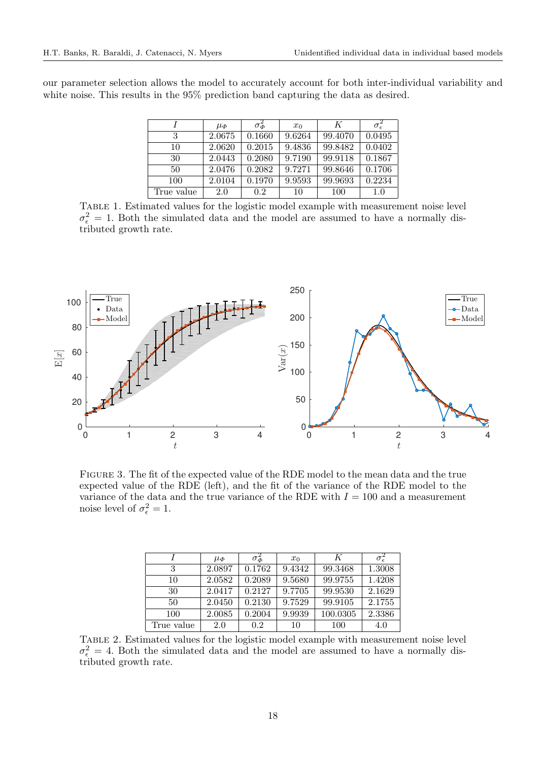our parameter selection allows the model to accurately account for both inter-individual variability and white noise. This results in the 95% prediction band capturing the data as desired.

| $I$ | $\mu_\Phi$ | $\sigma_\Phi^2$ | $x_0$ | $K$ | $\sigma_\epsilon^2$ |
|---|---|---|---|---|---|
| 3 | 2.0675 | 0.1660 | 9.6264 | 99.4070 | 0.0495 |
| 10 | 2.0620 | 0.2015 | 9.4836 | 99.8482 | 0.0402 |
| 30 | 2.0443 | 0.2080 | 9.7190 | 99.9118 | 0.1867 |
| 50 | 2.0476 | 0.2082 | 9.7271 | 99.8646 | 0.1706 |
| 100 | 2.0104 | 0.1970 | 9.9593 | 99.9693 | 0.2234 |
| True value | 2.0 | 0.2 | 10 | 100 | 1.0 |

Table 1. Estimated values for the logistic model example with measurement noise level $\sigma_\epsilon^2 = 1$. Both the simulated data and the model are assumed to have a normally distributed growth rate.

Figure 3. The fit of the expected value of the RDE model to the mean data and the true expected value of the RDE (left), and the fit of the variance of the RDE model to the variance of the data and the true variance of the RDE with $I = 100$ and a measurement noise level of $\sigma_\epsilon^2 = 1$.

| $I$ | $\mu_\Phi$ | $\sigma_\Phi^2$ | $x_0$ | $K$ | $\sigma_\epsilon^2$ |
|---|---|---|---|---|---|
| 3 | 2.0897 | 0.1762 | 9.4342 | 99.3468 | 1.3008 |
| 10 | 2.0582 | 0.2089 | 9.5680 | 99.9755 | 1.4208 |
| 30 | 2.0417 | 0.2127 | 9.7705 | 99.9530 | 2.1629 |
| 50 | 2.0450 | 0.2130 | 9.7529 | 99.9105 | 2.1755 |
| 100 | 2.0085 | 0.2004 | 9.9939 | 100.0305 | 2.3386 |
| True value | 2.0 | 0.2 | 10 | 100 | 4.0 |

Table 2. Estimated values for the logistic model example with measurement noise level $\sigma_\epsilon^2 = 4$. Both the simulated data and the model are assumed to have a normally distributed growth rate.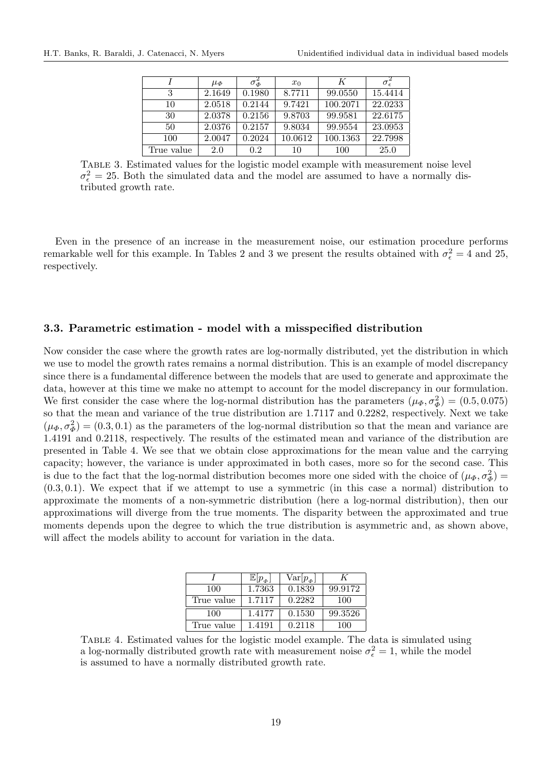| $I$ | $\mu_\Phi$ | $\sigma_\Phi^2$ | $x_0$ | $K$ | $\sigma_\epsilon^2$ |
|---|---|---|---|---|---|
| 3 | 2.1649 | 0.1980 | 8.7711 | 99.0550 | 15.4414 |
| 10 | 2.0518 | 0.2144 | 9.7421 | 100.2071 | 22.0233 |
| 30 | 2.0378 | 0.2156 | 9.8703 | 99.9581 | 22.6175 |
| 50 | 2.0376 | 0.2157 | 9.8034 | 99.9554 | 23.0953 |
| 100 | 2.0047 | 0.2024 | 10.0612 | 100.1363 | 22.7998 |
| True value | 2.0 | 0.2 | 10 | 100 | 25.0 |

Table 3. Estimated values for the logistic model example with measurement noise level $\sigma_\epsilon^2 = 25$. Both the simulated data and the model are assumed to have a normally distributed growth rate.

Even in the presence of an increase in the measurement noise, our estimation procedure performs remarkable well for this example. In Tables 2 and 3 we present the results obtained with $\sigma_\epsilon^2 = 4$ and 25, respectively.

### 3.3. Parametric estimation - model with a misspecified distribution

Now consider the case where the growth rates are log-normally distributed, yet the distribution in which we use to model the growth rates remains a normal distribution. This is an example of model discrepancy since there is a fundamental difference between the models that are used to generate and approximate the data, however at this time we make no attempt to account for the model discrepancy in our formulation. We first consider the case where the log-normal distribution has the parameters $(\mu_\Phi, \sigma_\Phi^2) = (0.5, 0.075)$ so that the mean and variance of the true distribution are 1.7117 and 0.2282, respectively. Next we take $(\mu_\Phi, \sigma_\Phi^2) = (0.3, 0.1)$ as the parameters of the log-normal distribution so that the mean and variance are 1.4191 and 0.2118, respectively. The results of the estimated mean and variance of the distribution are presented in Table 4. We see that we obtain close approximations for the mean value and the carrying capacity; however, the variance is under approximated in both cases, more so for the second case. This is due to the fact that the log-normal distribution becomes more one sided with the choice of $(\mu_\Phi, \sigma_\Phi^2) = (0.3, 0.1)$. We expect that if we attempt to use a symmetric (in this case a normal) distribution to approximate the moments of a non-symmetric distribution (here a log-normal distribution), then our approximations will diverge from the true moments. The disparity between the approximated and true moments depends upon the degree to which the true distribution is asymmetric and, as shown above, will affect the models ability to account for variation in the data.

| $I$ | $\mathbb{E}[p_\Phi]$ | $\text{Var}[p_\Phi]$ | $K$ |
|---|---|---|---|
| 100 | 1.7363 | 0.1839 | 99.9172 |
| True value | 1.7117 | 0.2282 | 100 |
| 100 | 1.4177 | 0.1530 | 99.3526 |
| True value | 1.4191 | 0.2118 | 100 |

Table 4. Estimated values for the logistic model example. The data is simulated using a log-normally distributed growth rate with measurement noise $\sigma_\epsilon^2 = 1$, while the model is assumed to have a normally distributed growth rate.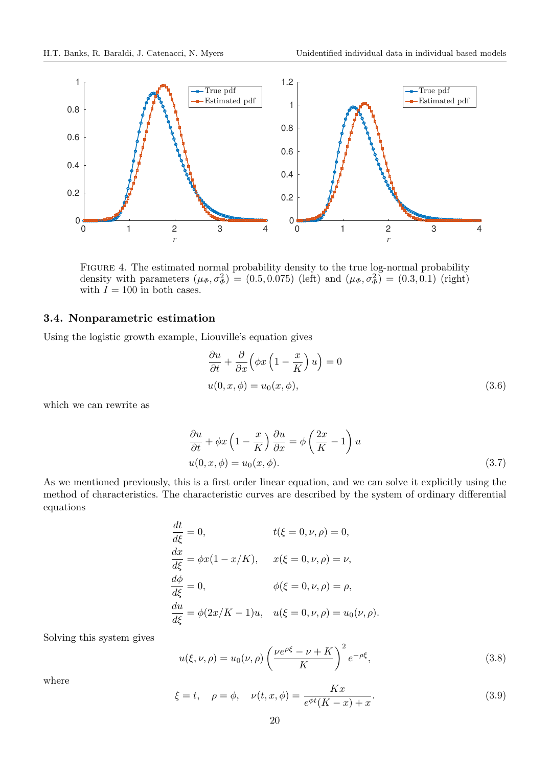FIGURE 4. The estimated normal probability density to the true log-normal probability density with parameters $(\mu_\Phi, \sigma_\Phi^2) = (0.5, 0.075)$ (left) and $(\mu_\Phi, \sigma_\Phi^2) = (0.3, 0.1)$ (right) with $I = 100$ in both cases.

### 3.4. Nonparametric estimation

Using the logistic growth example, Liouville's equation gives

$$
\begin{aligned}
&\frac{\partial u}{\partial t} + \frac{\partial}{\partial x}\left(\phi x \left(1 - \frac{x}{K}\right) u\right) = 0 \\
&u(0, x, \phi) = u_0(x, \phi),
\end{aligned}
\tag{3.6}
$$

which we can rewrite as

$$
\begin{aligned}
&\frac{\partial u}{\partial t} + \phi x \left(1 - \frac{x}{K}\right) \frac{\partial u}{\partial x} = \phi \left(\frac{2x}{K} - 1\right) u \\
&u(0, x, \phi) = u_0(x, \phi).
\end{aligned}
\tag{3.7}
$$

As we mentioned previously, this is a first order linear equation, and we can solve it explicitly using the method of characteristics. The characteristic curves are described by the system of ordinary differential equations

$$
\begin{aligned}
\frac{dt}{d\xi} &= 0, & t(\xi = 0, \nu, \rho) &= 0, \\
\frac{dx}{d\xi} &= \phi x(1 - x/K), & x(\xi = 0, \nu, \rho) &= \nu, \\
\frac{d\phi}{d\xi} &= 0, & \phi(\xi = 0, \nu, \rho) &= \rho, \\
\frac{du}{d\xi} &= \phi(2x/K - 1)u, & u(\xi = 0, \nu, \rho) &= u_0(\nu, \rho).
\end{aligned}
$$

Solving this system gives

$$
u(\xi, \nu, \rho) = u_0(\nu, \rho) \left(\frac{\nu e^{\rho \xi} - \nu + K}{K}\right)^2 e^{-\rho \xi},
\tag{3.8}
$$

where

$$
\xi = t, \quad \rho = \phi, \quad \nu(t, x, \phi) = \frac{Kx}{e^{\phi t}(K - x) + x}.
\tag{3.9}
$$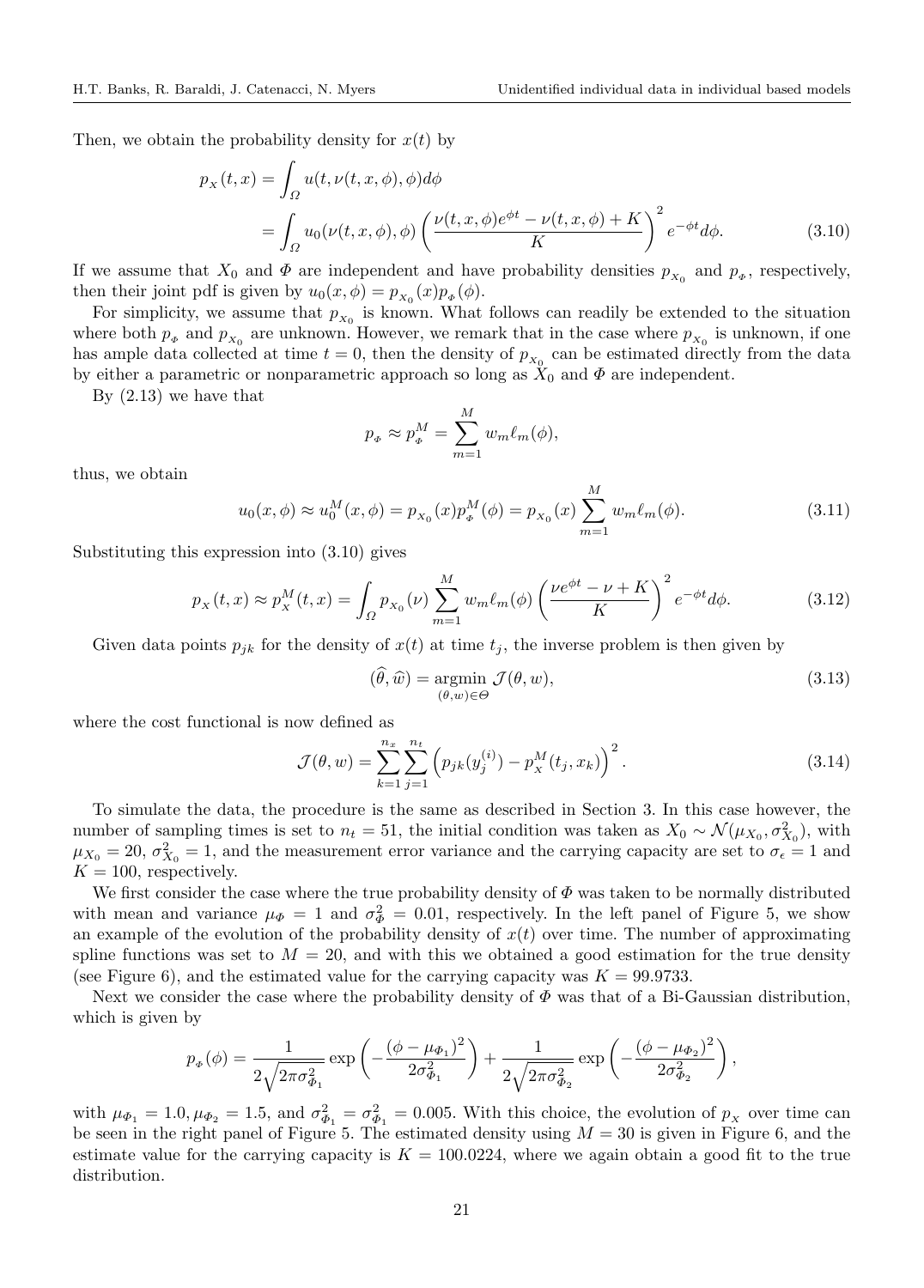Then, we obtain the probability density for $x(t)$ by

$$
\begin{aligned}
p_X(t,x) &= \int_\Omega u(t, \nu(t,x,\phi), \phi) d\phi \\
&= \int_\Omega u_0(\nu(t,x,\phi), \phi) \left( \frac{\nu(t,x,\phi)e^{\phi t} - \nu(t,x,\phi) + K}{K} \right)^2 e^{-\phi t} d\phi. \qquad (3.10)
\end{aligned}
$$

If we assume that $X_0$ and $\Phi$ are independent and have probability densities $p_{X_0}$ and $p_\Phi$, respectively, then their joint pdf is given by $u_0(x,\phi) = p_{X_0}(x)p_\Phi(\phi)$.

For simplicity, we assume that $p_{X_0}$ is known. What follows can readily be extended to the situation where both $p_\Phi$ and $p_{X_0}$ are unknown. However, we remark that in the case where $p_{X_0}$ is unknown, if one has ample data collected at time $t = 0$, then the density of $p_{X_0}$ can be estimated directly from the data by either a parametric or nonparametric approach so long as $X_0$ and $\Phi$ are independent.

By (2.13) we have that

$$
p_\Phi \approx p_\Phi^M = \sum_{m=1}^M w_m \ell_m(\phi),
$$

thus, we obtain

$$
u_0(x,\phi) \approx u_0^M(x,\phi) = p_{X_0}(x) p_\Phi^M(\phi) = p_{X_0}(x) \sum_{m=1}^M w_m \ell_m(\phi). \qquad (3.11)
$$

Substituting this expression into (3.10) gives

$$
p_X(t,x) \approx p_X^M(t,x) = \int_\Omega p_{X_0}(\nu) \sum_{m=1}^M w_m \ell_m(\phi) \left( \frac{\nu e^{\phi t} - \nu + K}{K} \right)^2 e^{-\phi t} d\phi. \qquad (3.12)
$$

Given data points $p_{jk}$ for the density of $x(t)$ at time $t_j$, the inverse problem is then given by

$$
(\widehat{\theta}, \widehat{w}) = \underset{(\theta,w)\in\Theta}{\operatorname{argmin}}\ \mathcal{J}(\theta, w), \qquad (3.13)
$$

where the cost functional is now defined as

$$
\mathcal{J}(\theta, w) = \sum_{k=1}^{n_x} \sum_{j=1}^{n_t} \left( p_{jk}(y_j^{(i)}) - p_X^M(t_j, x_k) \right)^2. \qquad (3.14)
$$

To simulate the data, the procedure is the same as described in Section 3. In this case however, the number of sampling times is set to $n_t = 51$, the initial condition was taken as $X_0 \sim \mathcal{N}(\mu_{X_0}, \sigma_{X_0}^2)$, with $\mu_{X_0} = 20$, $\sigma_{X_0}^2 = 1$, and the measurement error variance and the carrying capacity are set to $\sigma_\epsilon = 1$ and $K = 100$, respectively.

We first consider the case where the true probability density of $\Phi$ was taken to be normally distributed with mean and variance $\mu_\Phi = 1$ and $\sigma_\Phi^2 = 0.01$, respectively. In the left panel of Figure 5, we show an example of the evolution of the probability density of $x(t)$ over time. The number of approximating spline functions was set to $M = 20$, and with this we obtained a good estimation for the true density (see Figure 6), and the estimated value for the carrying capacity was $K = 99.9733$.

Next we consider the case where the probability density of $\Phi$ was that of a Bi-Gaussian distribution, which is given by

$$
p_\Phi(\phi) = \frac{1}{2\sqrt{2\pi\sigma_{\Phi_1}^2}} \exp\left( -\frac{(\phi - \mu_{\Phi_1})^2}{2\sigma_{\Phi_1}^2} \right) + \frac{1}{2\sqrt{2\pi\sigma_{\Phi_2}^2}} \exp\left( -\frac{(\phi - \mu_{\Phi_2})^2}{2\sigma_{\Phi_2}^2} \right),
$$

with $\mu_{\Phi_1} = 1.0, \mu_{\Phi_2} = 1.5$, and $\sigma_{\Phi_1}^2 = \sigma_{\Phi_1}^2 = 0.005$. With this choice, the evolution of $p_X$ over time can be seen in the right panel of Figure 5. The estimated density using $M = 30$ is given in Figure 6, and the estimate value for the carrying capacity is $K = 100.0224$, where we again obtain a good fit to the true distribution.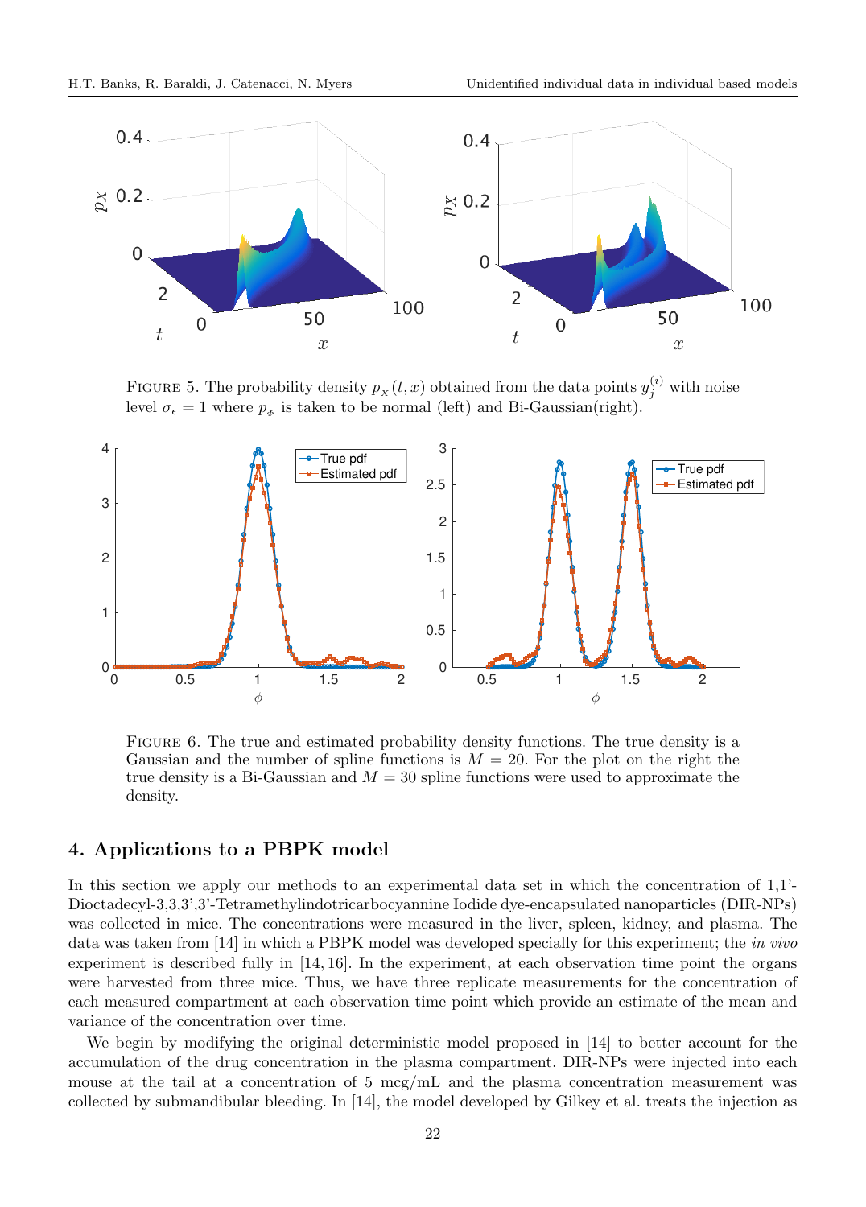FIGURE 5. The probability density $p_X(t,x)$ obtained from the data points $y_j^{(i)}$ with noise level $\sigma_\epsilon = 1$ where $p_\Phi$ is taken to be normal (left) and Bi-Gaussian(right).

FIGURE 6. The true and estimated probability density functions. The true density is a Gaussian and the number of spline functions is $M = 20$. For the plot on the right the true density is a Bi-Gaussian and $M = 30$ spline functions were used to approximate the density.

## 4. Applications to a PBPK model

In this section we apply our methods to an experimental data set in which the concentration of 1,1'-Dioctadecyl-3,3,3',3'-Tetramethylindotricarbocyannine Iodide dye-encapsulated nanoparticles (DIR-NPs) was collected in mice. The concentrations were measured in the liver, spleen, kidney, and plasma. The data was taken from [14] in which a PBPK model was developed specially for this experiment; the *in vivo* experiment is described fully in [14, 16]. In the experiment, at each observation time point the organs were harvested from three mice. Thus, we have three replicate measurements for the concentration of each measured compartment at each observation time point which provide an estimate of the mean and variance of the concentration over time.

We begin by modifying the original deterministic model proposed in [14] to better account for the accumulation of the drug concentration in the plasma compartment. DIR-NPs were injected into each mouse at the tail at a concentration of 5 mcg/mL and the plasma concentration measurement was collected by submandibular bleeding. In [14], the model developed by Gilkey et al. treats the injection as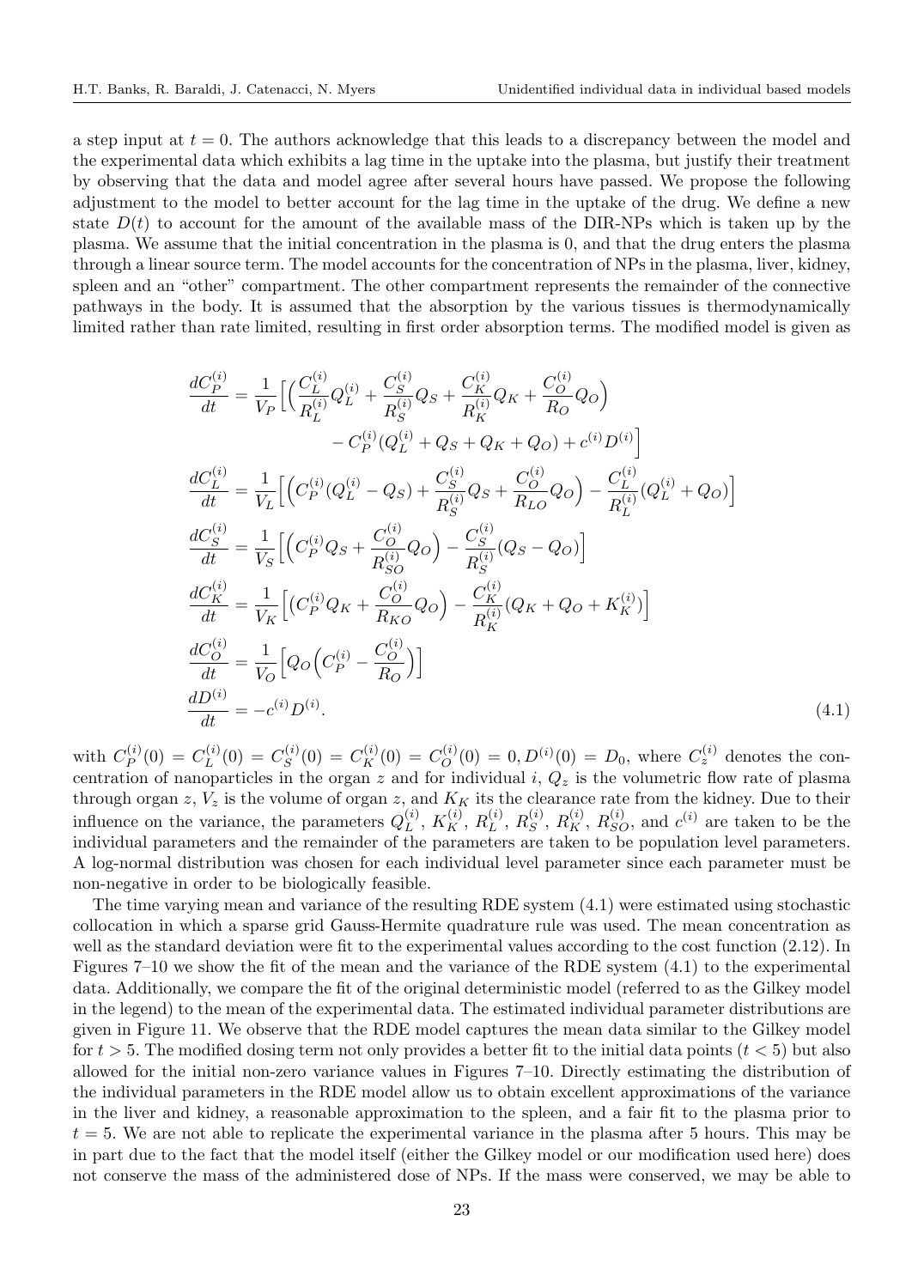a step input at $t = 0$. The authors acknowledge that this leads to a discrepancy between the model and the experimental data which exhibits a lag time in the uptake into the plasma, but justify their treatment by observing that the data and model agree after several hours have passed. We propose the following adjustment to the model to better account for the lag time in the uptake of the drug. We define a new state $D(t)$ to account for the amount of the available mass of the DIR-NPs which is taken up by the plasma. We assume that the initial concentration in the plasma is 0, and that the drug enters the plasma through a linear source term. The model accounts for the concentration of NPs in the plasma, liver, kidney, spleen and an "other" compartment. The other compartment represents the remainder of the connective pathways in the body. It is assumed that the absorption by the various tissues is thermodynamically limited rather than rate limited, resulting in first order absorption terms. The modified model is given as

$$
\begin{aligned}
\frac{dC_P^{(i)}}{dt} &= \frac{1}{V_P}\Big[\Big(\frac{C_L^{(i)}}{R_L^{(i)}}Q_L^{(i)} + \frac{C_S^{(i)}}{R_S^{(i)}}Q_S + \frac{C_K^{(i)}}{R_K^{(i)}}Q_K + \frac{C_O^{(i)}}{R_O}Q_O\Big) \\
&\qquad - C_P^{(i)}(Q_L^{(i)} + Q_S + Q_K + Q_O) + c^{(i)}D^{(i)}\Big] \\
\frac{dC_L^{(i)}}{dt} &= \frac{1}{V_L}\Big[\Big(C_P^{(i)}(Q_L^{(i)} - Q_S) + \frac{C_S^{(i)}}{R_S^{(i)}}Q_S + \frac{C_O^{(i)}}{R_{LO}}Q_O\Big) - \frac{C_L^{(i)}}{R_L^{(i)}}(Q_L^{(i)} + Q_O)\Big] \\
\frac{dC_S^{(i)}}{dt} &= \frac{1}{V_S}\Big[\Big(C_P^{(i)}Q_S + \frac{C_O^{(i)}}{R_{SO}^{(i)}}Q_O\Big) - \frac{C_S^{(i)}}{R_S^{(i)}}(Q_S - Q_O)\Big] \\
\frac{dC_K^{(i)}}{dt} &= \frac{1}{V_K}\Big[\big(C_P^{(i)}Q_K + \frac{C_O^{(i)}}{R_{KO}}Q_O\Big) - \frac{C_K^{(i)}}{R_K^{(i)}}(Q_K + Q_O + K_K^{(i)})\Big] \\
\frac{dC_O^{(i)}}{dt} &= \frac{1}{V_O}\Big[Q_O\Big(C_P^{(i)} - \frac{C_O^{(i)}}{R_O}\Big)\Big] \\
\frac{dD^{(i)}}{dt} &= -c^{(i)}D^{(i)}.
\end{aligned} \tag{4.1}
$$

with $C_P^{(i)}(0) = C_L^{(i)}(0) = C_S^{(i)}(0) = C_K^{(i)}(0) = C_O^{(i)}(0) = 0, D^{(i)}(0) = D_0$, where $C_z^{(i)}$ denotes the concentration of nanoparticles in the organ $z$ and for individual $i$, $Q_z$ is the volumetric flow rate of plasma through organ $z$, $V_z$ is the volume of organ $z$, and $K_K$ its the clearance rate from the kidney. Due to their influence on the variance, the parameters $Q_L^{(i)}$, $K_K^{(i)}$, $R_L^{(i)}$, $R_S^{(i)}$, $R_K^{(i)}$, $R_{SO}^{(i)}$, and $c^{(i)}$ are taken to be the individual parameters and the remainder of the parameters are taken to be population level parameters. A log-normal distribution was chosen for each individual level parameter since each parameter must be non-negative in order to be biologically feasible.

The time varying mean and variance of the resulting RDE system (4.1) were estimated using stochastic collocation in which a sparse grid Gauss-Hermite quadrature rule was used. The mean concentration as well as the standard deviation were fit to the experimental values according to the cost function (2.12). In Figures 7–10 we show the fit of the mean and the variance of the RDE system (4.1) to the experimental data. Additionally, we compare the fit of the original deterministic model (referred to as the Gilkey model in the legend) to the mean of the experimental data. The estimated individual parameter distributions are given in Figure 11. We observe that the RDE model captures the mean data similar to the Gilkey model for $t > 5$. The modified dosing term not only provides a better fit to the initial data points ($t < 5$) but also allowed for the initial non-zero variance values in Figures 7–10. Directly estimating the distribution of the individual parameters in the RDE model allow us to obtain excellent approximations of the variance in the liver and kidney, a reasonable approximation to the spleen, and a fair fit to the plasma prior to $t = 5$. We are not able to replicate the experimental variance in the plasma after 5 hours. This may be in part due to the fact that the model itself (either the Gilkey model or our modification used here) does not conserve the mass of the administered dose of NPs. If the mass were conserved, we may be able to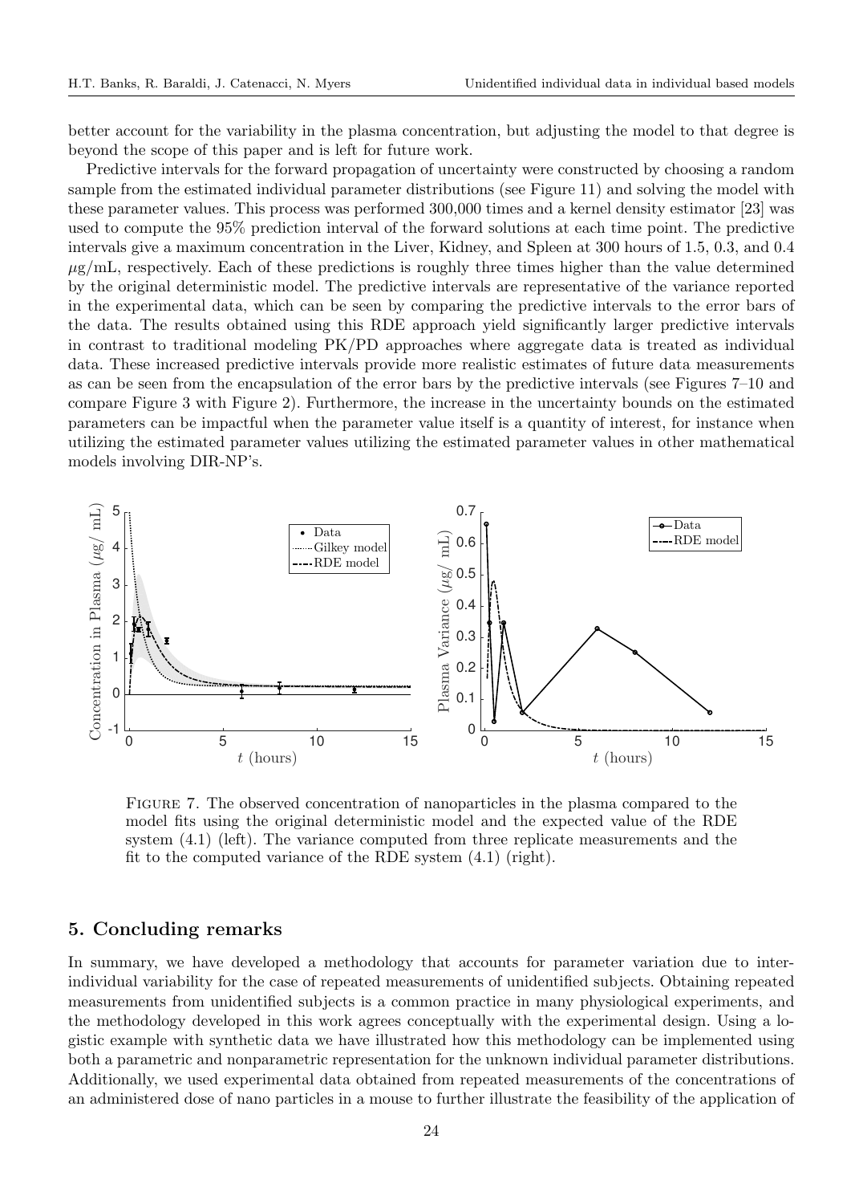better account for the variability in the plasma concentration, but adjusting the model to that degree is beyond the scope of this paper and is left for future work.

Predictive intervals for the forward propagation of uncertainty were constructed by choosing a random sample from the estimated individual parameter distributions (see Figure 11) and solving the model with these parameter values. This process was performed 300,000 times and a kernel density estimator [23] was used to compute the 95% prediction interval of the forward solutions at each time point. The predictive intervals give a maximum concentration in the Liver, Kidney, and Spleen at 300 hours of 1.5, 0.3, and 0.4 $\mu$g/mL, respectively. Each of these predictions is roughly three times higher than the value determined by the original deterministic model. The predictive intervals are representative of the variance reported in the experimental data, which can be seen by comparing the predictive intervals to the error bars of the data. The results obtained using this RDE approach yield significantly larger predictive intervals in contrast to traditional modeling PK/PD approaches where aggregate data is treated as individual data. These increased predictive intervals provide more realistic estimates of future data measurements as can be seen from the encapsulation of the error bars by the predictive intervals (see Figures 7–10 and compare Figure 3 with Figure 2). Furthermore, the increase in the uncertainty bounds on the estimated parameters can be impactful when the parameter value itself is a quantity of interest, for instance when utilizing the estimated parameter values utilizing the estimated parameter values in other mathematical models involving DIR-NP's.

Figure 7. The observed concentration of nanoparticles in the plasma compared to the model fits using the original deterministic model and the expected value of the RDE system (4.1) (left). The variance computed from three replicate measurements and the fit to the computed variance of the RDE system (4.1) (right).

## 5. Concluding remarks

In summary, we have developed a methodology that accounts for parameter variation due to inter-individual variability for the case of repeated measurements of unidentified subjects. Obtaining repeated measurements from unidentified subjects is a common practice in many physiological experiments, and the methodology developed in this work agrees conceptually with the experimental design. Using a logistic example with synthetic data we have illustrated how this methodology can be implemented using both a parametric and nonparametric representation for the unknown individual parameter distributions. Additionally, we used experimental data obtained from repeated measurements of the concentrations of an administered dose of nano particles in a mouse to further illustrate the feasibility of the application of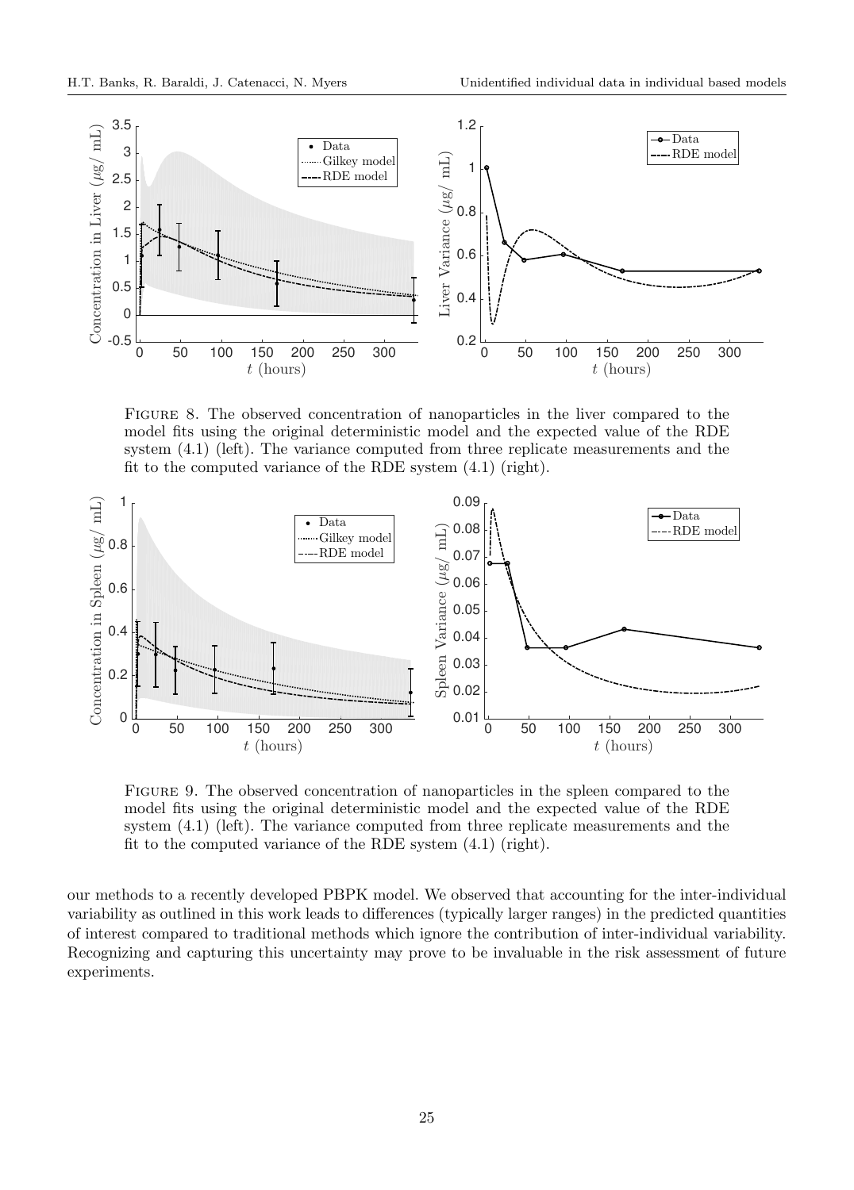Figure 8. The observed concentration of nanoparticles in the liver compared to the model fits using the original deterministic model and the expected value of the RDE system (4.1) (left). The variance computed from three replicate measurements and the fit to the computed variance of the RDE system (4.1) (right).

Figure 9. The observed concentration of nanoparticles in the spleen compared to the model fits using the original deterministic model and the expected value of the RDE system (4.1) (left). The variance computed from three replicate measurements and the fit to the computed variance of the RDE system (4.1) (right).

our methods to a recently developed PBPK model. We observed that accounting for the inter-individual variability as outlined in this work leads to differences (typically larger ranges) in the predicted quantities of interest compared to traditional methods which ignore the contribution of inter-individual variability. Recognizing and capturing this uncertainty may prove to be invaluable in the risk assessment of future experiments.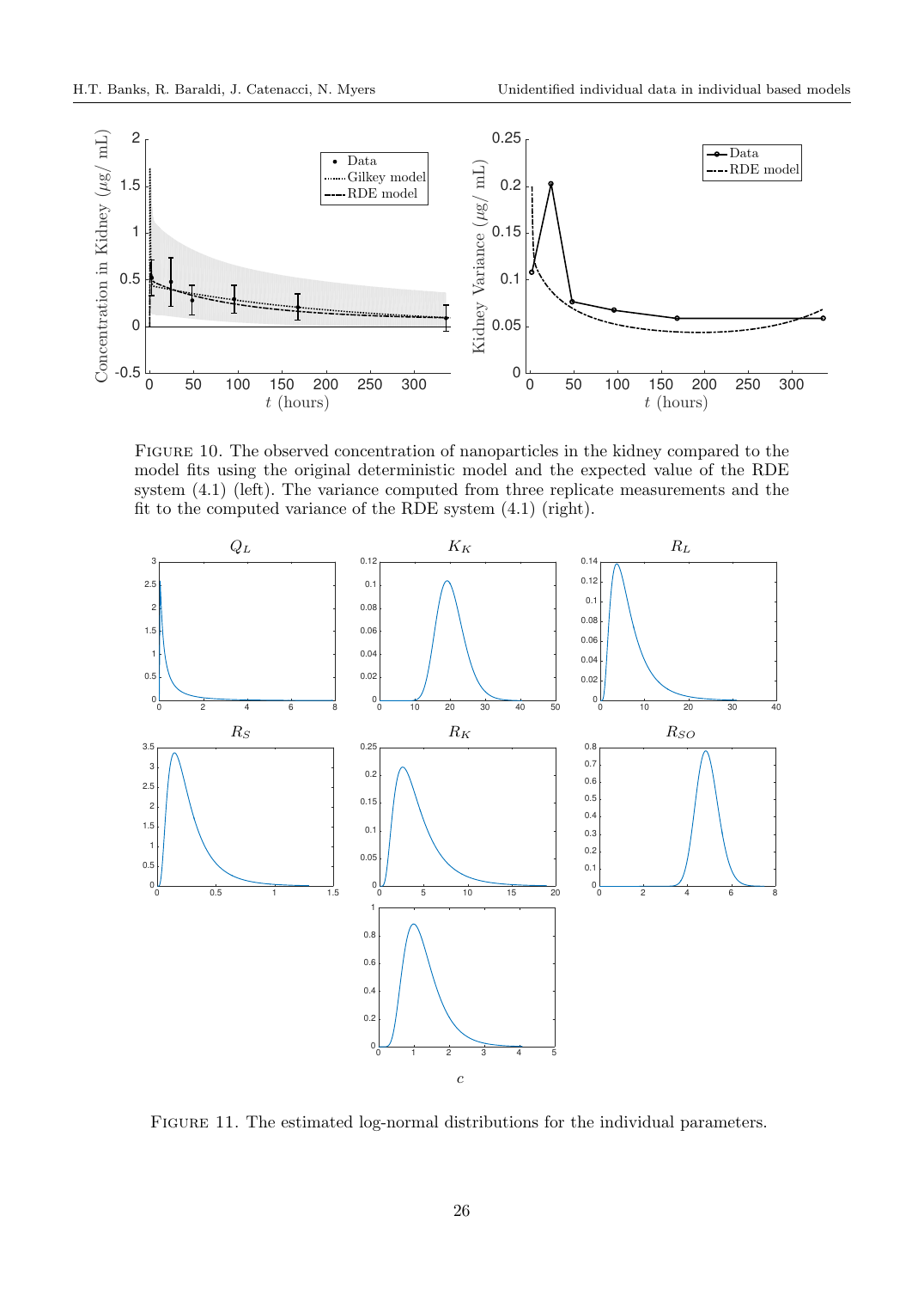FIGURE 10. The observed concentration of nanoparticles in the kidney compared to the model fits using the original deterministic model and the expected value of the RDE system (4.1) (left). The variance computed from three replicate measurements and the fit to the computed variance of the RDE system (4.1) (right).

FIGURE 11. The estimated log-normal distributions for the individual parameters.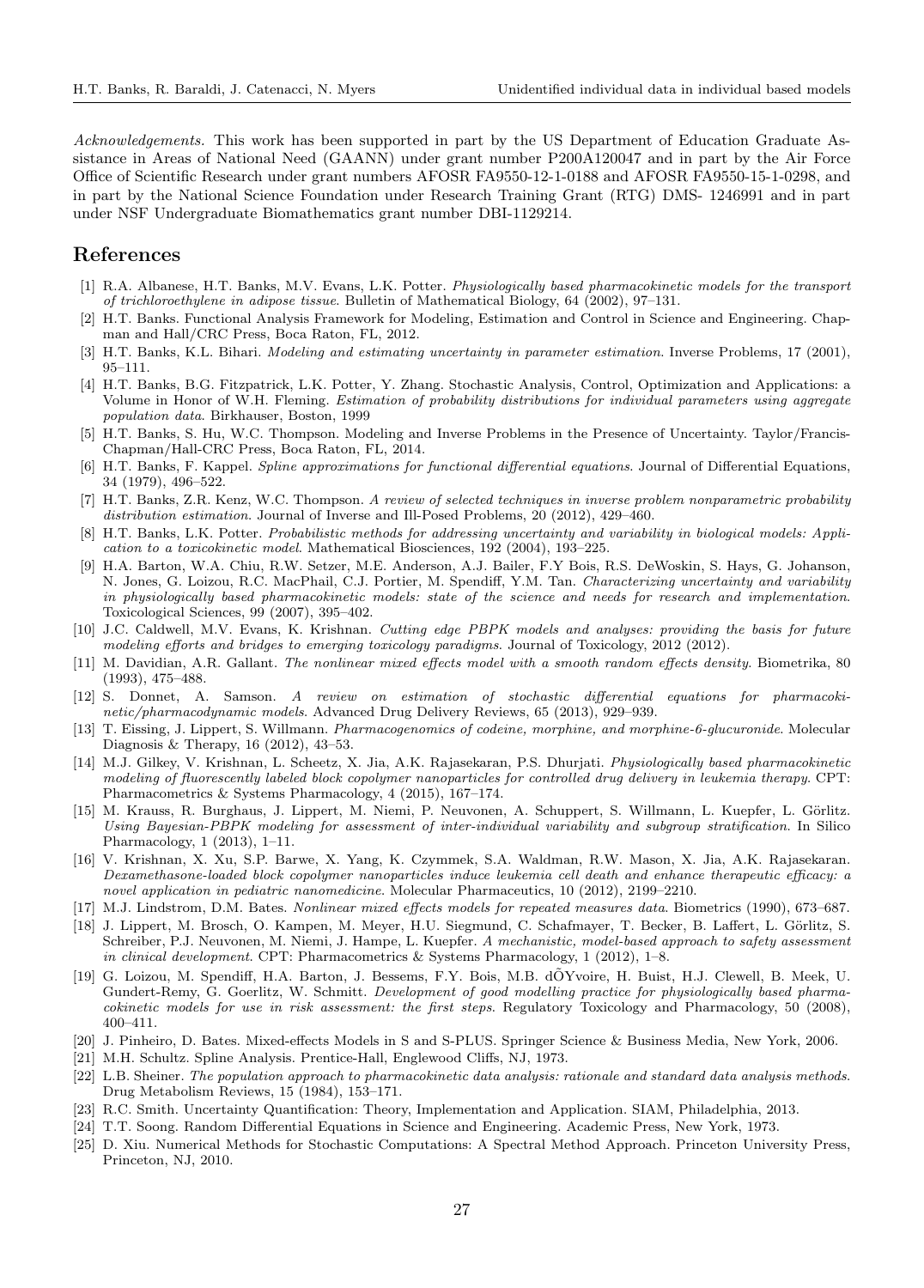*Acknowledgements.* This work has been supported in part by the US Department of Education Graduate Assistance in Areas of National Need (GAANN) under grant number P200A120047 and in part by the Air Force Office of Scientific Research under grant numbers AFOSR FA9550-12-1-0188 and AFOSR FA9550-15-1-0298, and in part by the National Science Foundation under Research Training Grant (RTG) DMS- 1246991 and in part under NSF Undergraduate Biomathematics grant number DBI-1129214.

## References

[1] R.A. Albanese, H.T. Banks, M.V. Evans, L.K. Potter. *Physiologically based pharmacokinetic models for the transport of trichloroethylene in adipose tissue*. Bulletin of Mathematical Biology, 64 (2002), 97–131.

[2] H.T. Banks. Functional Analysis Framework for Modeling, Estimation and Control in Science and Engineering. Chapman and Hall/CRC Press, Boca Raton, FL, 2012.

[3] H.T. Banks, K.L. Bihari. *Modeling and estimating uncertainty in parameter estimation*. Inverse Problems, 17 (2001), 95–111.

[4] H.T. Banks, B.G. Fitzpatrick, L.K. Potter, Y. Zhang. Stochastic Analysis, Control, Optimization and Applications: a Volume in Honor of W.H. Fleming. *Estimation of probability distributions for individual parameters using aggregate population data*. Birkhauser, Boston, 1999

[5] H.T. Banks, S. Hu, W.C. Thompson. Modeling and Inverse Problems in the Presence of Uncertainty. Taylor/Francis-Chapman/Hall-CRC Press, Boca Raton, FL, 2014.

[6] H.T. Banks, F. Kappel. *Spline approximations for functional differential equations*. Journal of Differential Equations, 34 (1979), 496–522.

[7] H.T. Banks, Z.R. Kenz, W.C. Thompson. *A review of selected techniques in inverse problem nonparametric probability distribution estimation*. Journal of Inverse and Ill-Posed Problems, 20 (2012), 429–460.

[8] H.T. Banks, L.K. Potter. *Probabilistic methods for addressing uncertainty and variability in biological models: Application to a toxicokinetic model*. Mathematical Biosciences, 192 (2004), 193–225.

[9] H.A. Barton, W.A. Chiu, R.W. Setzer, M.E. Anderson, A.J. Bailer, F.Y Bois, R.S. DeWoskin, S. Hays, G. Johanson, N. Jones, G. Loizou, R.C. MacPhail, C.J. Portier, M. Spendiff, Y.M. Tan. *Characterizing uncertainty and variability in physiologically based pharmacokinetic models: state of the science and needs for research and implementation*. Toxicological Sciences, 99 (2007), 395–402.

[10] J.C. Caldwell, M.V. Evans, K. Krishnan. *Cutting edge PBPK models and analyses: providing the basis for future modeling efforts and bridges to emerging toxicology paradigms*. Journal of Toxicology, 2012 (2012).

[11] M. Davidian, A.R. Gallant. *The nonlinear mixed effects model with a smooth random effects density*. Biometrika, 80 (1993), 475–488.

[12] S. Donnet, A. Samson. *A review on estimation of stochastic differential equations for pharmacokinetic/pharmacodynamic models*. Advanced Drug Delivery Reviews, 65 (2013), 929–939.

[13] T. Eissing, J. Lippert, S. Willmann. *Pharmacogenomics of codeine, morphine, and morphine-6-glucuronide*. Molecular Diagnosis & Therapy, 16 (2012), 43–53.

[14] M.J. Gilkey, V. Krishnan, L. Scheetz, X. Jia, A.K. Rajasekaran, P.S. Dhurjati. *Physiologically based pharmacokinetic modeling of fluorescently labeled block copolymer nanoparticles for controlled drug delivery in leukemia therapy*. CPT: Pharmacometrics & Systems Pharmacology, 4 (2015), 167–174.

[15] M. Krauss, R. Burghaus, J. Lippert, M. Niemi, P. Neuvonen, A. Schuppert, S. Willmann, L. Kuepfer, L. Görlitz. *Using Bayesian-PBPK modeling for assessment of inter-individual variability and subgroup stratification*. In Silico Pharmacology, 1 (2013), 1–11.

[16] V. Krishnan, X. Xu, S.P. Barwe, X. Yang, K. Czymmek, S.A. Waldman, R.W. Mason, X. Jia, A.K. Rajasekaran. *Dexamethasone-loaded block copolymer nanoparticles induce leukemia cell death and enhance therapeutic efficacy: a novel application in pediatric nanomedicine*. Molecular Pharmaceutics, 10 (2012), 2199–2210.

[17] M.J. Lindstrom, D.M. Bates. *Nonlinear mixed effects models for repeated measures data*. Biometrics (1990), 673–687.

[18] J. Lippert, M. Brosch, O. Kampen, M. Meyer, H.U. Siegmund, C. Schafmayer, T. Becker, B. Laffert, L. Görlitz, S. Schreiber, P.J. Neuvonen, M. Niemi, J. Hampe, L. Kuepfer. *A mechanistic, model-based approach to safety assessment in clinical development*. CPT: Pharmacometrics & Systems Pharmacology, 1 (2012), 1–8.

[19] G. Loizou, M. Spendiff, H.A. Barton, J. Bessems, F.Y. Bois, M.B. dÕYvoire, H. Buist, H.J. Clewell, B. Meek, U. Gundert-Remy, G. Goerlitz, W. Schmitt. *Development of good modelling practice for physiologically based pharmacokinetic models for use in risk assessment: the first steps*. Regulatory Toxicology and Pharmacology, 50 (2008), 400–411.

[20] J. Pinheiro, D. Bates. Mixed-effects Models in S and S-PLUS. Springer Science & Business Media, New York, 2006.

[21] M.H. Schultz. Spline Analysis. Prentice-Hall, Englewood Cliffs, NJ, 1973.

[22] L.B. Sheiner. *The population approach to pharmacokinetic data analysis: rationale and standard data analysis methods*. Drug Metabolism Reviews, 15 (1984), 153–171.

[23] R.C. Smith. Uncertainty Quantification: Theory, Implementation and Application. SIAM, Philadelphia, 2013.

[24] T.T. Soong. Random Differential Equations in Science and Engineering. Academic Press, New York, 1973.

[25] D. Xiu. Numerical Methods for Stochastic Computations: A Spectral Method Approach. Princeton University Press, Princeton, NJ, 2010.